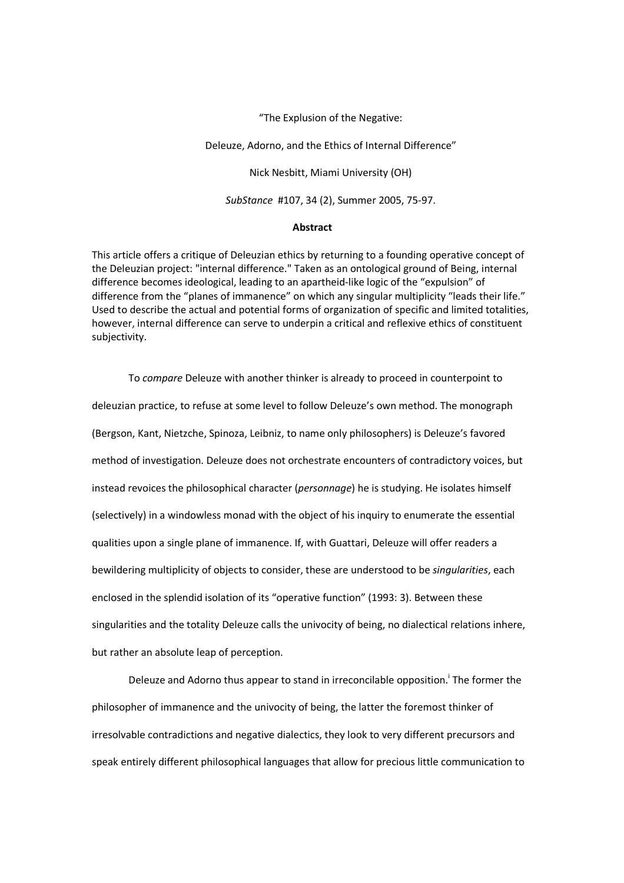"The Explusion of the Negative:

Deleuze, Adorno, and the Ethics of Internal Difference"

Nick Nesbitt, Miami University (OH)

*SubStance* #107, 34 (2), Summer 2005, 75-97.

**Abstract**

This article offers a critique of Deleuzian ethics by returning to a founding operative concept of the Deleuzian project: "internal difference." Taken as an ontological ground of Being, internal difference becomes ideological, leading to an apartheid-like logic of the "expulsion" of difference from the "planes of immanence" on which any singular multiplicity "leads their life." Used to describe the actual and potential forms of organization of specific and limited totalities, however, internal difference can serve to underpin a critical and reflexive ethics of constituent subjectivity.

To *compare* Deleuze with another thinker is already to proceed in counterpoint to deleuzian practice, to refuse at some level to follow Deleuze's own method. The monograph (Bergson, Kant, Nietzche, Spinoza, Leibniz, to name only philosophers) is Deleuze's favored method of investigation. Deleuze does not orchestrate encounters of contradictory voices, but instead revoices the philosophical character (*personnage*) he is studying. He isolates himself (selectively) in a windowless monad with the object of his inquiry to enumerate the essential qualities upon a single plane of immanence. If, with Guattari, Deleuze will offer readers a bewildering multiplicity of objects to consider, these are understood to be *singularities*, each enclosed in the splendid isolation of its "operative function" (1993: 3). Between these singularities and the totality Deleuze calls the univocity of being, no dialectical relations inhere, but rather an absolute leap of perception.

Deleuze and Adorno thus appear to stand in irreconcilable opposition.[i] The former the philosopher of immanence and the univocity of being, the latter the foremost thinker of irresolvable contradictions and negative dialectics, they look to very different precursors and speak entirely different philosophical languages that allow for precious little communication to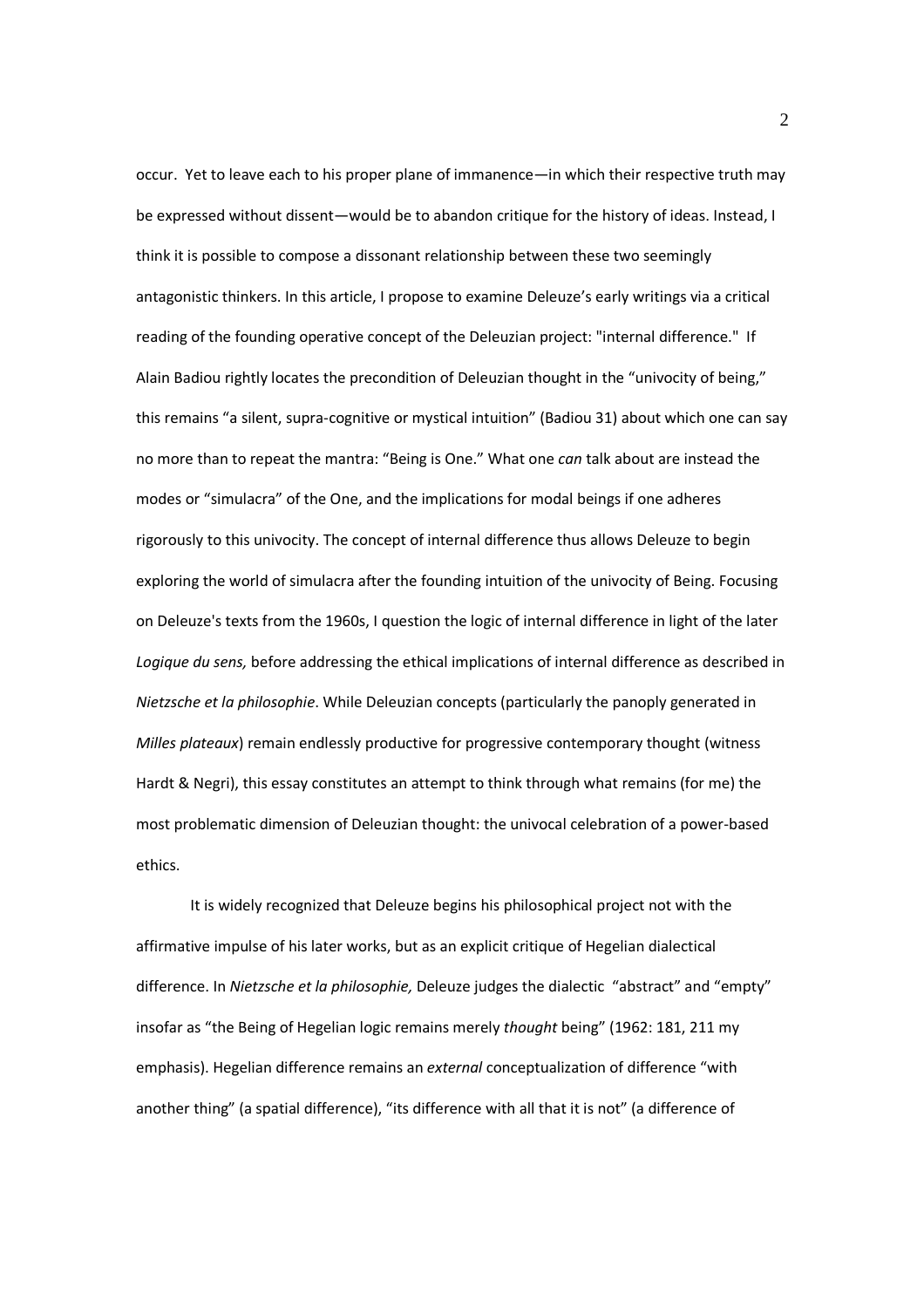occur. Yet to leave each to his proper plane of immanence—in which their respective truth may be expressed without dissent—would be to abandon critique for the history of ideas. Instead, I think it is possible to compose a dissonant relationship between these two seemingly antagonistic thinkers. In this article, I propose to examine Deleuze's early writings via a critical reading of the founding operative concept of the Deleuzian project: "internal difference." If Alain Badiou rightly locates the precondition of Deleuzian thought in the "univocity of being," this remains "a silent, supra-cognitive or mystical intuition" (Badiou 31) about which one can say no more than to repeat the mantra: "Being is One." What one *can* talk about are instead the modes or "simulacra" of the One, and the implications for modal beings if one adheres rigorously to this univocity. The concept of internal difference thus allows Deleuze to begin exploring the world of simulacra after the founding intuition of the univocity of Being. Focusing on Deleuze's texts from the 1960s, I question the logic of internal difference in light of the later *Logique du sens,* before addressing the ethical implications of internal difference as described in *Nietzsche et la philosophie*. While Deleuzian concepts (particularly the panoply generated in *Milles plateaux*) remain endlessly productive for progressive contemporary thought (witness Hardt & Negri), this essay constitutes an attempt to think through what remains (for me) the most problematic dimension of Deleuzian thought: the univocal celebration of a power-based ethics.

It is widely recognized that Deleuze begins his philosophical project not with the affirmative impulse of his later works, but as an explicit critique of Hegelian dialectical difference. In *Nietzsche et la philosophie,* Deleuze judges the dialectic "abstract" and "empty" insofar as "the Being of Hegelian logic remains merely *thought* being" (1962: 181, 211 my emphasis). Hegelian difference remains an *external* conceptualization of difference "with another thing" (a spatial difference), "its difference with all that it is not" (a difference of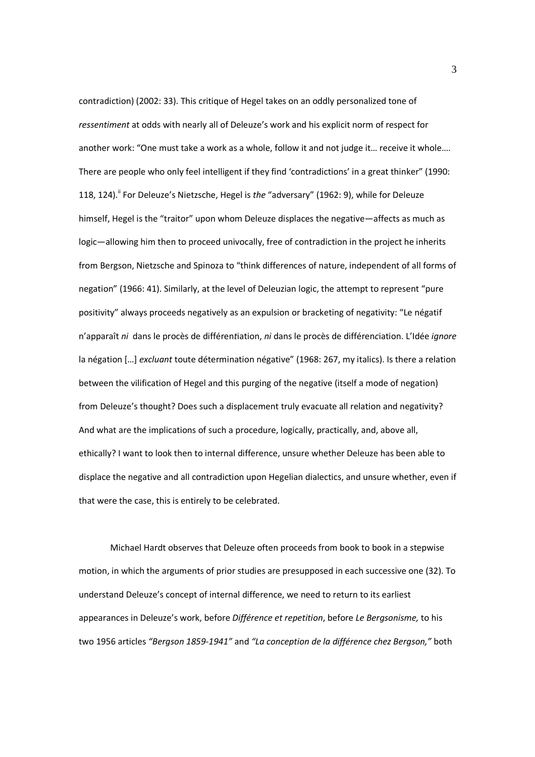contradiction) (2002: 33). This critique of Hegel takes on an oddly personalized tone of *ressentiment* at odds with nearly all of Deleuze's work and his explicit norm of respect for another work: "One must take a work as a whole, follow it and not judge it… receive it whole…. There are people who only feel intelligent if they find 'contradictions' in a great thinker" (1990: 118, 124).[ii] For Deleuze's Nietzsche, Hegel is *the* "adversary" (1962: 9), while for Deleuze himself, Hegel is the "traitor" upon whom Deleuze displaces the negative—affects as much as logic—allowing him then to proceed univocally, free of contradiction in the project he inherits from Bergson, Nietzsche and Spinoza to "think differences of nature, independent of all forms of negation" (1966: 41). Similarly, at the level of Deleuzian logic, the attempt to represent "pure positivity" always proceeds negatively as an expulsion or bracketing of negativity: "Le négatif n'apparaît *ni* dans le procès de différentiation, *ni* dans le procès de différenciation. L'Idée *ignore* la négation […] *excluant* toute détermination négative" (1968: 267, my italics). Is there a relation between the vilification of Hegel and this purging of the negative (itself a mode of negation) from Deleuze's thought? Does such a displacement truly evacuate all relation and negativity? And what are the implications of such a procedure, logically, practically, and, above all, ethically? I want to look then to internal difference, unsure whether Deleuze has been able to displace the negative and all contradiction upon Hegelian dialectics, and unsure whether, even if that were the case, this is entirely to be celebrated.

Michael Hardt observes that Deleuze often proceeds from book to book in a stepwise motion, in which the arguments of prior studies are presupposed in each successive one (32). To understand Deleuze's concept of internal difference, we need to return to its earliest appearances in Deleuze's work, before *Différence et repetition*, before *Le Bergsonisme,* to his two 1956 articles *"Bergson 1859-1941"* and *"La conception de la différence chez Bergson,"* both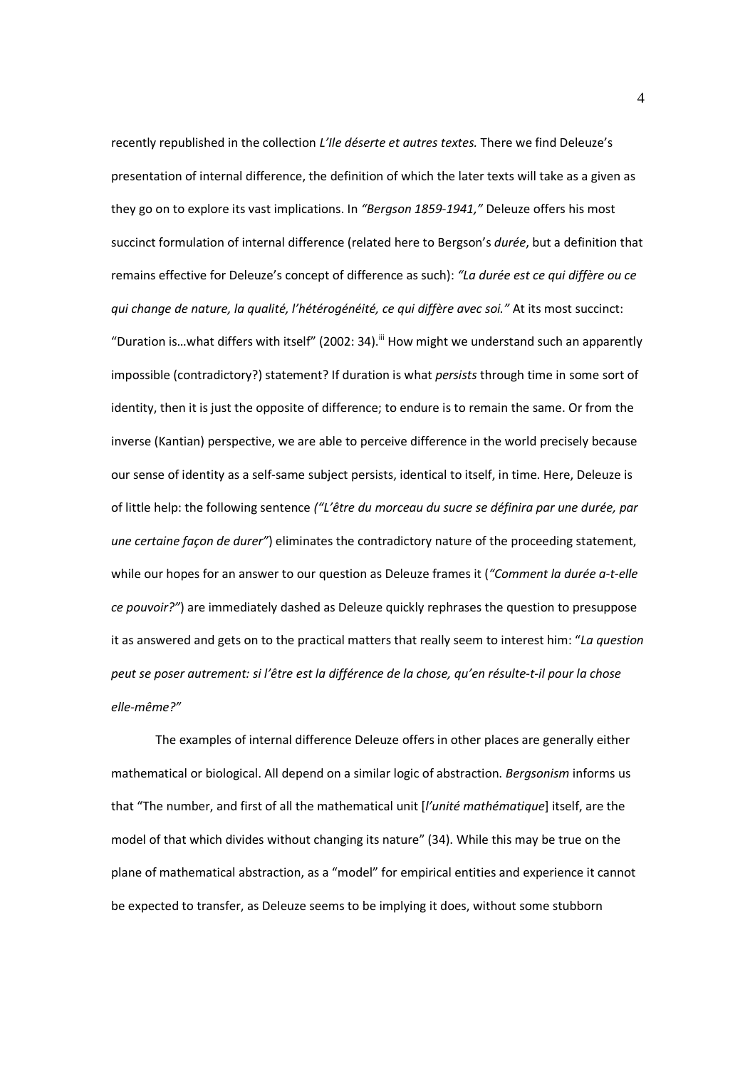recently republished in the collection *L'Ile déserte et autres textes.* There we find Deleuze's presentation of internal difference, the definition of which the later texts will take as a given as they go on to explore its vast implications. In *"Bergson 1859-1941,"* Deleuze offers his most succinct formulation of internal difference (related here to Bergson's *durée*, but a definition that remains effective for Deleuze's concept of difference as such): *"La durée est ce qui diffère ou ce qui change de nature, la qualité, l'hétérogénéité, ce qui diffère avec soi."* At its most succinct: "Duration is…what differs with itself" (2002: 34).[iii] How might we understand such an apparently impossible (contradictory?) statement? If duration is what *persists* through time in some sort of identity, then it is just the opposite of difference; to endure is to remain the same. Or from the inverse (Kantian) perspective, we are able to perceive difference in the world precisely because our sense of identity as a self-same subject persists, identical to itself, in time. Here, Deleuze is of little help: the following sentence *("L'être du morceau du sucre se définira par une durée, par une certaine façon de durer")* eliminates the contradictory nature of the proceeding statement, while our hopes for an answer to our question as Deleuze frames it (*"Comment la durée a-t-elle ce pouvoir?"*) are immediately dashed as Deleuze quickly rephrases the question to presuppose it as answered and gets on to the practical matters that really seem to interest him: "*La question peut se poser autrement: si l'être est la différence de la chose, qu'en résulte-t-il pour la chose elle-même?"*

The examples of internal difference Deleuze offers in other places are generally either mathematical or biological. All depend on a similar logic of abstraction. *Bergsonism* informs us that "The number, and first of all the mathematical unit [*l'unité mathématique*] itself, are the model of that which divides without changing its nature" (34). While this may be true on the plane of mathematical abstraction, as a "model" for empirical entities and experience it cannot be expected to transfer, as Deleuze seems to be implying it does, without some stubborn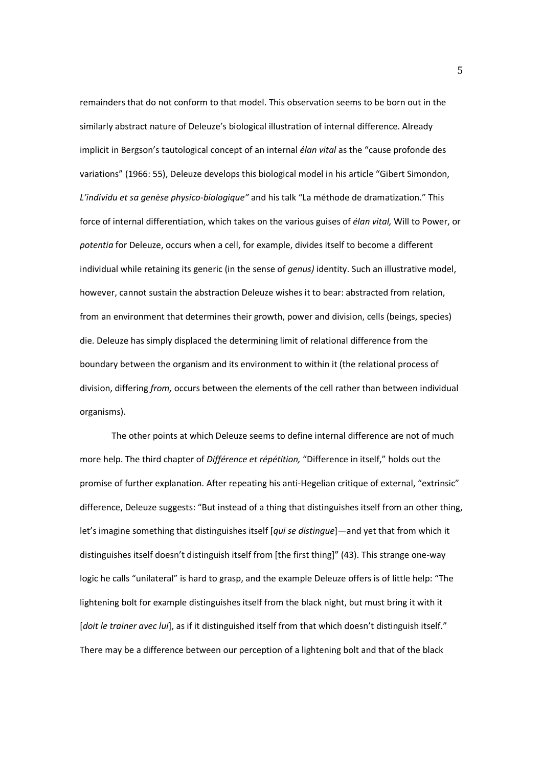remainders that do not conform to that model. This observation seems to be born out in the similarly abstract nature of Deleuze's biological illustration of internal difference. Already implicit in Bergson's tautological concept of an internal *élan vital* as the "cause profonde des variations" (1966: 55), Deleuze develops this biological model in his article "Gibert Simondon, *L'individu et sa genèse physico-biologique"* and his talk "La méthode de dramatization." This force of internal differentiation, which takes on the various guises of *élan vital,* Will to Power, or *potentia* for Deleuze, occurs when a cell, for example, divides itself to become a different individual while retaining its generic (in the sense of *genus)* identity. Such an illustrative model, however, cannot sustain the abstraction Deleuze wishes it to bear: abstracted from relation, from an environment that determines their growth, power and division, cells (beings, species) die. Deleuze has simply displaced the determining limit of relational difference from the boundary between the organism and its environment to within it (the relational process of division, differing *from,* occurs between the elements of the cell rather than between individual organisms).

The other points at which Deleuze seems to define internal difference are not of much more help. The third chapter of *Différence et répétition,* "Difference in itself," holds out the promise of further explanation. After repeating his anti-Hegelian critique of external, "extrinsic" difference, Deleuze suggests: "But instead of a thing that distinguishes itself from an other thing, let's imagine something that distinguishes itself [*qui se distingue*]—and yet that from which it distinguishes itself doesn't distinguish itself from [the first thing]" (43). This strange one-way logic he calls "unilateral" is hard to grasp, and the example Deleuze offers is of little help: "The lightening bolt for example distinguishes itself from the black night, but must bring it with it [*doit le trainer avec lui*], as if it distinguished itself from that which doesn't distinguish itself." There may be a difference between our perception of a lightening bolt and that of the black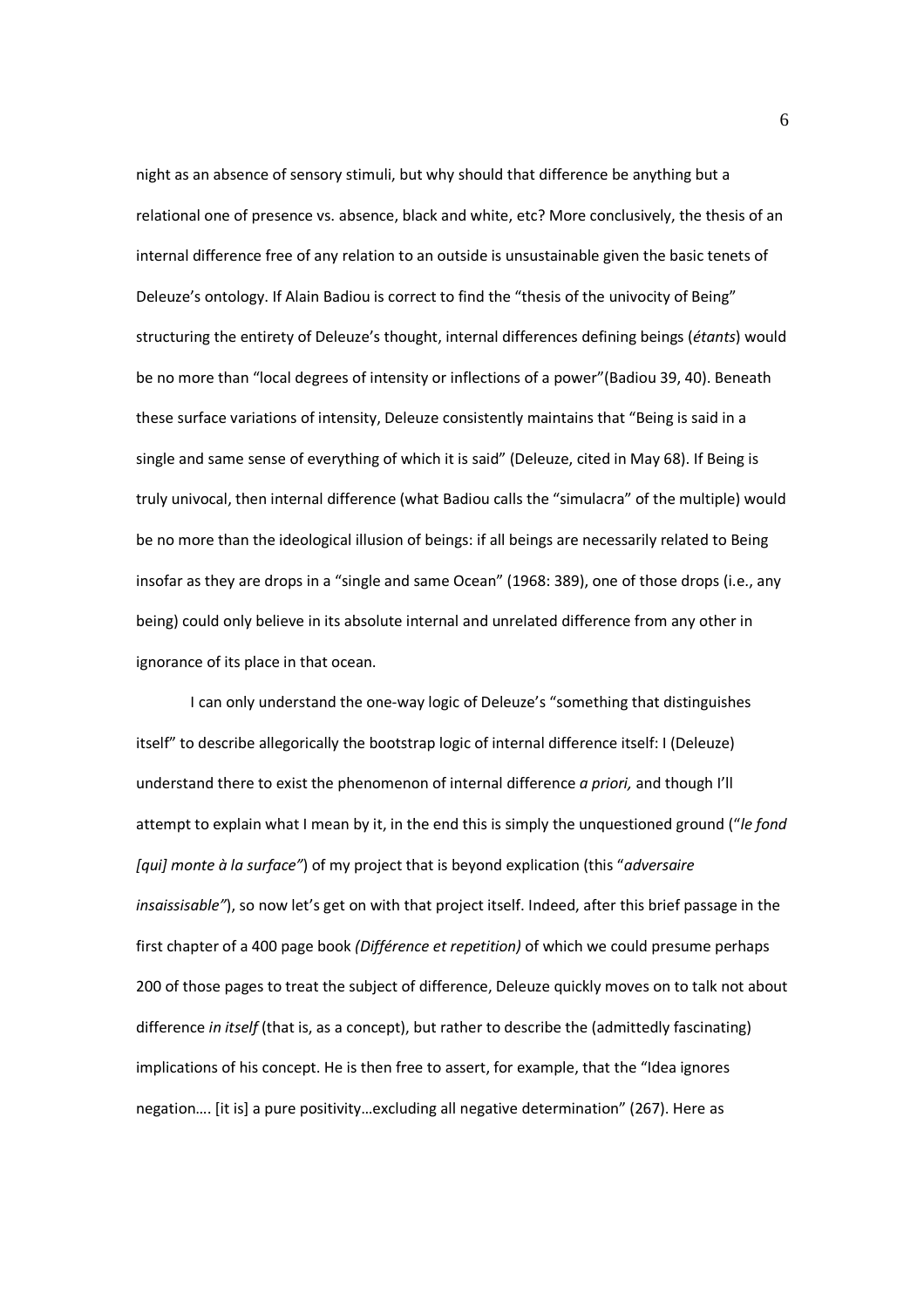night as an absence of sensory stimuli, but why should that difference be anything but a relational one of presence vs. absence, black and white, etc? More conclusively, the thesis of an internal difference free of any relation to an outside is unsustainable given the basic tenets of Deleuze's ontology. If Alain Badiou is correct to find the "thesis of the univocity of Being" structuring the entirety of Deleuze's thought, internal differences defining beings (*étants*) would be no more than "local degrees of intensity or inflections of a power"(Badiou 39, 40). Beneath these surface variations of intensity, Deleuze consistently maintains that "Being is said in a single and same sense of everything of which it is said" (Deleuze, cited in May 68). If Being is truly univocal, then internal difference (what Badiou calls the "simulacra" of the multiple) would be no more than the ideological illusion of beings: if all beings are necessarily related to Being insofar as they are drops in a "single and same Ocean" (1968: 389), one of those drops (i.e., any being) could only believe in its absolute internal and unrelated difference from any other in ignorance of its place in that ocean.

I can only understand the one-way logic of Deleuze's "something that distinguishes itself" to describe allegorically the bootstrap logic of internal difference itself: I (Deleuze) understand there to exist the phenomenon of internal difference *a priori,* and though I'll attempt to explain what I mean by it, in the end this is simply the unquestioned ground ("*le fond [qui] monte à la surface"*) of my project that is beyond explication (this "*adversaire insaisissable"*), so now let's get on with that project itself. Indeed, after this brief passage in the first chapter of a 400 page book *(Différence et repetition)* of which we could presume perhaps 200 of those pages to treat the subject of difference, Deleuze quickly moves on to talk not about difference *in itself* (that is, as a concept), but rather to describe the (admittedly fascinating) implications of his concept. He is then free to assert, for example, that the "Idea ignores negation…. [it is] a pure positivity…excluding all negative determination" (267). Here as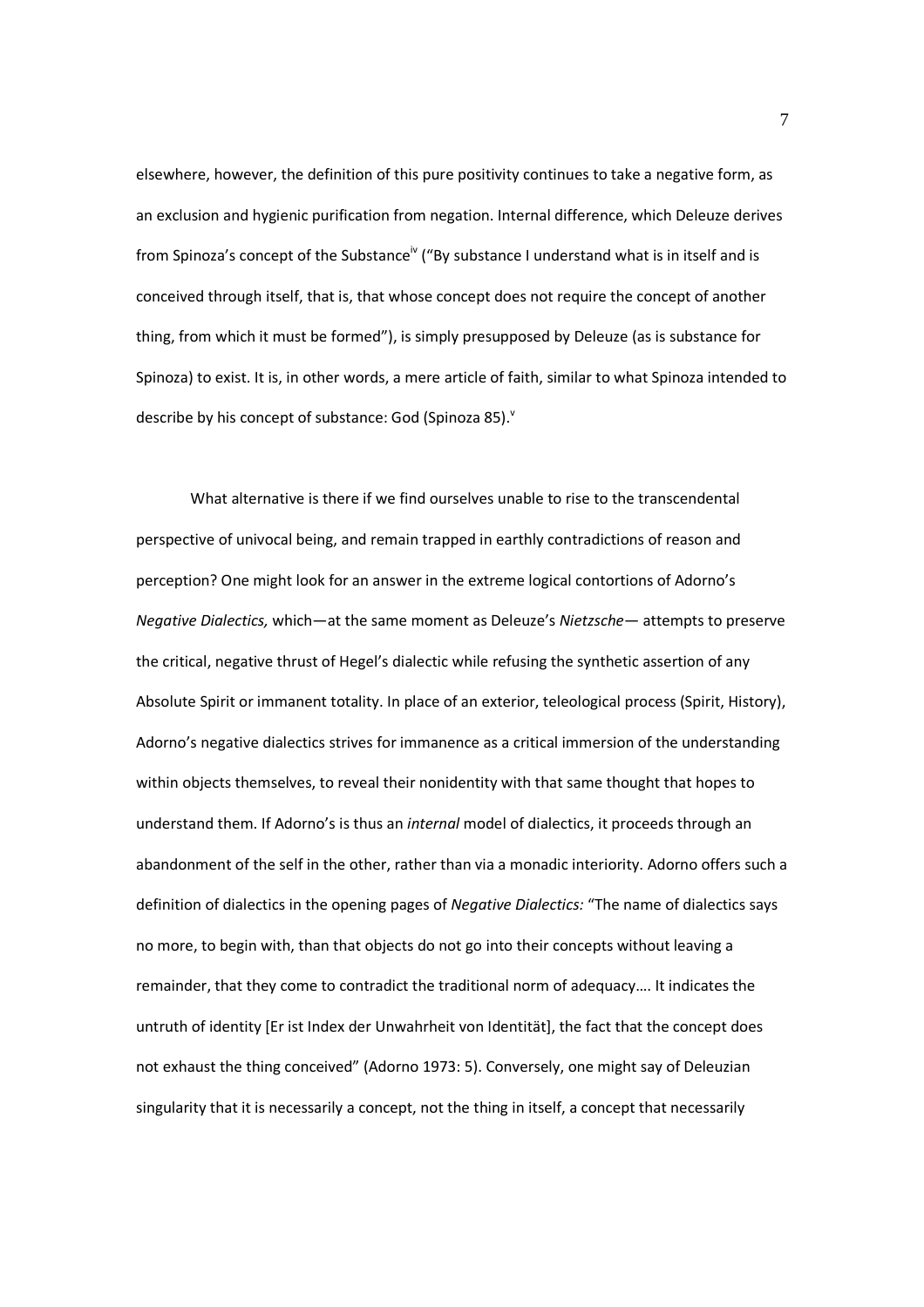elsewhere, however, the definition of this pure positivity continues to take a negative form, as an exclusion and hygienic purification from negation. Internal difference, which Deleuze derives from Spinoza's concept of the Substance[iv] ("By substance I understand what is in itself and is conceived through itself, that is, that whose concept does not require the concept of another thing, from which it must be formed"), is simply presupposed by Deleuze (as is substance for Spinoza) to exist. It is, in other words, a mere article of faith, similar to what Spinoza intended to describe by his concept of substance: God (Spinoza 85).[v]

What alternative is there if we find ourselves unable to rise to the transcendental perspective of univocal being, and remain trapped in earthly contradictions of reason and perception? One might look for an answer in the extreme logical contortions of Adorno's *Negative Dialectics,* which—at the same moment as Deleuze's *Nietzsche*— attempts to preserve the critical, negative thrust of Hegel's dialectic while refusing the synthetic assertion of any Absolute Spirit or immanent totality. In place of an exterior, teleological process (Spirit, History), Adorno's negative dialectics strives for immanence as a critical immersion of the understanding within objects themselves, to reveal their nonidentity with that same thought that hopes to understand them. If Adorno's is thus an *internal* model of dialectics, it proceeds through an abandonment of the self in the other, rather than via a monadic interiority. Adorno offers such a definition of dialectics in the opening pages of *Negative Dialectics:* "The name of dialectics says no more, to begin with, than that objects do not go into their concepts without leaving a remainder, that they come to contradict the traditional norm of adequacy…. It indicates the untruth of identity [Er ist Index der Unwahrheit von Identität], the fact that the concept does not exhaust the thing conceived" (Adorno 1973: 5). Conversely, one might say of Deleuzian singularity that it is necessarily a concept, not the thing in itself, a concept that necessarily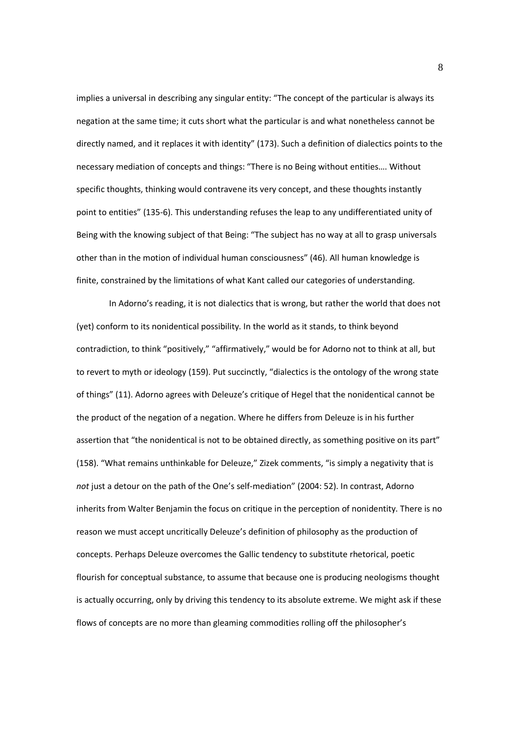implies a universal in describing any singular entity: "The concept of the particular is always its negation at the same time; it cuts short what the particular is and what nonetheless cannot be directly named, and it replaces it with identity" (173). Such a definition of dialectics points to the necessary mediation of concepts and things: "There is no Being without entities…. Without specific thoughts, thinking would contravene its very concept, and these thoughts instantly point to entities" (135-6). This understanding refuses the leap to any undifferentiated unity of Being with the knowing subject of that Being: "The subject has no way at all to grasp universals other than in the motion of individual human consciousness" (46). All human knowledge is finite, constrained by the limitations of what Kant called our categories of understanding.

In Adorno's reading, it is not dialectics that is wrong, but rather the world that does not (yet) conform to its nonidentical possibility. In the world as it stands, to think beyond contradiction, to think "positively," "affirmatively," would be for Adorno not to think at all, but to revert to myth or ideology (159). Put succinctly, "dialectics is the ontology of the wrong state of things" (11). Adorno agrees with Deleuze's critique of Hegel that the nonidentical cannot be the product of the negation of a negation. Where he differs from Deleuze is in his further assertion that "the nonidentical is not to be obtained directly, as something positive on its part" (158). "What remains unthinkable for Deleuze," Zizek comments, "is simply a negativity that is *not* just a detour on the path of the One's self-mediation" (2004: 52). In contrast, Adorno inherits from Walter Benjamin the focus on critique in the perception of nonidentity. There is no reason we must accept uncritically Deleuze's definition of philosophy as the production of concepts. Perhaps Deleuze overcomes the Gallic tendency to substitute rhetorical, poetic flourish for conceptual substance, to assume that because one is producing neologisms thought is actually occurring, only by driving this tendency to its absolute extreme. We might ask if these flows of concepts are no more than gleaming commodities rolling off the philosopher's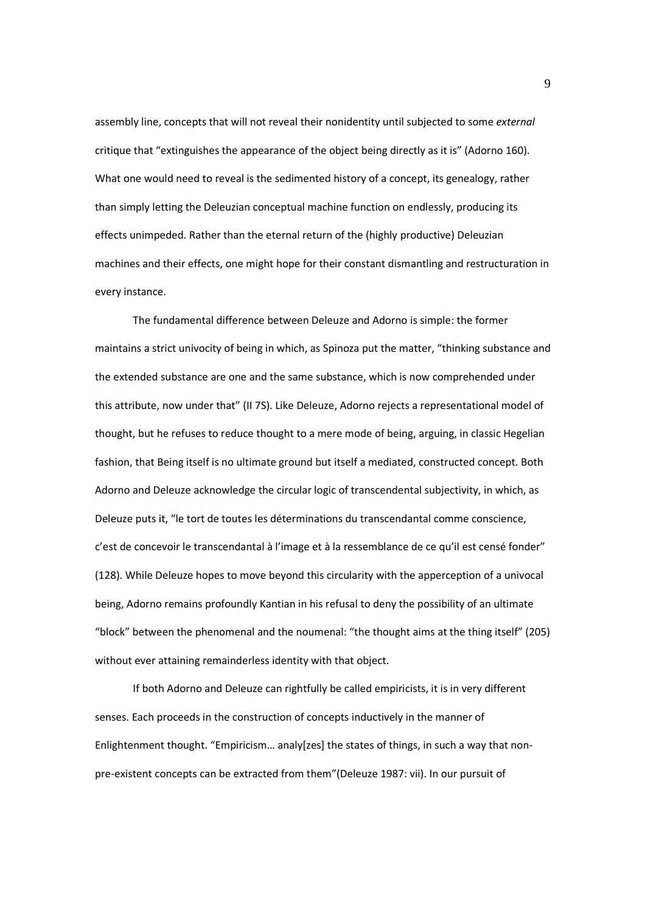assembly line, concepts that will not reveal their nonidentity until subjected to some *external* critique that "extinguishes the appearance of the object being directly as it is" (Adorno 160). What one would need to reveal is the sedimented history of a concept, its genealogy, rather than simply letting the Deleuzian conceptual machine function on endlessly, producing its effects unimpeded. Rather than the eternal return of the (highly productive) Deleuzian machines and their effects, one might hope for their constant dismantling and restructuration in every instance.

The fundamental difference between Deleuze and Adorno is simple: the former maintains a strict univocity of being in which, as Spinoza put the matter, "thinking substance and the extended substance are one and the same substance, which is now comprehended under this attribute, now under that" (II 7S). Like Deleuze, Adorno rejects a representational model of thought, but he refuses to reduce thought to a mere mode of being, arguing, in classic Hegelian fashion, that Being itself is no ultimate ground but itself a mediated, constructed concept. Both Adorno and Deleuze acknowledge the circular logic of transcendental subjectivity, in which, as Deleuze puts it, "le tort de toutes les déterminations du transcendantal comme conscience, c'est de concevoir le transcendantal à l'image et à la ressemblance de ce qu'il est censé fonder" (128). While Deleuze hopes to move beyond this circularity with the apperception of a univocal being, Adorno remains profoundly Kantian in his refusal to deny the possibility of an ultimate "block" between the phenomenal and the noumenal: "the thought aims at the thing itself" (205) without ever attaining remainderless identity with that object.

If both Adorno and Deleuze can rightfully be called empiricists, it is in very different senses. Each proceeds in the construction of concepts inductively in the manner of Enlightenment thought. "Empiricism… analy[zes] the states of things, in such a way that non-pre-existent concepts can be extracted from them"(Deleuze 1987: vii). In our pursuit of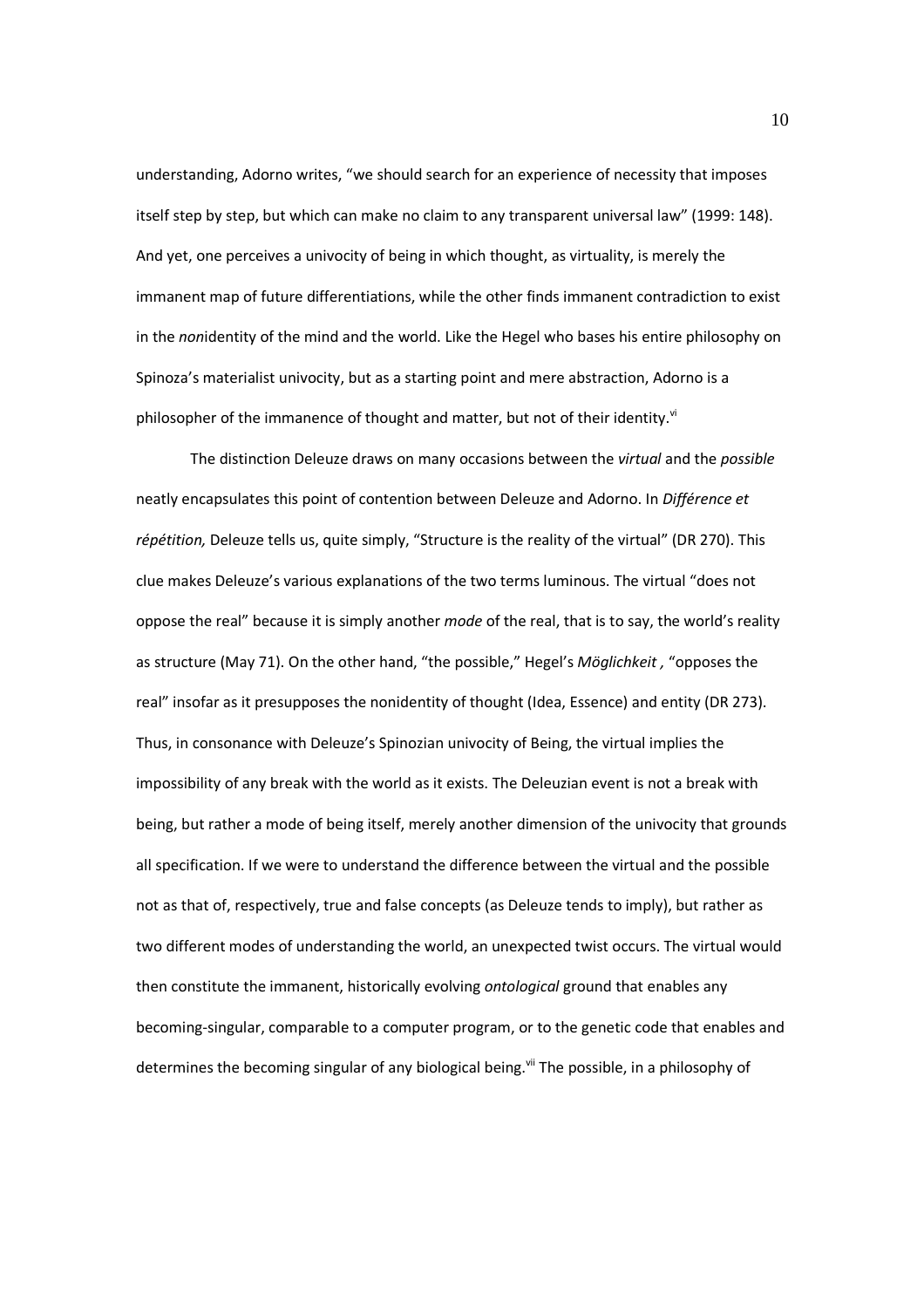understanding, Adorno writes, "we should search for an experience of necessity that imposes itself step by step, but which can make no claim to any transparent universal law" (1999: 148). And yet, one perceives a univocity of being in which thought, as virtuality, is merely the immanent map of future differentiations, while the other finds immanent contradiction to exist in the *non*identity of the mind and the world. Like the Hegel who bases his entire philosophy on Spinoza's materialist univocity, but as a starting point and mere abstraction, Adorno is a philosopher of the immanence of thought and matter, but not of their identity.[vi]

The distinction Deleuze draws on many occasions between the *virtual* and the *possible* neatly encapsulates this point of contention between Deleuze and Adorno. In *Différence et répétition,* Deleuze tells us, quite simply, "Structure is the reality of the virtual" (DR 270). This clue makes Deleuze's various explanations of the two terms luminous. The virtual "does not oppose the real" because it is simply another *mode* of the real, that is to say, the world's reality as structure (May 71). On the other hand, "the possible," Hegel's *Möglichkeit ,* "opposes the real" insofar as it presupposes the nonidentity of thought (Idea, Essence) and entity (DR 273). Thus, in consonance with Deleuze's Spinozian univocity of Being, the virtual implies the impossibility of any break with the world as it exists. The Deleuzian event is not a break with being, but rather a mode of being itself, merely another dimension of the univocity that grounds all specification. If we were to understand the difference between the virtual and the possible not as that of, respectively, true and false concepts (as Deleuze tends to imply), but rather as two different modes of understanding the world, an unexpected twist occurs. The virtual would then constitute the immanent, historically evolving *ontological* ground that enables any becoming-singular, comparable to a computer program, or to the genetic code that enables and determines the becoming singular of any biological being.[vii] The possible, in a philosophy of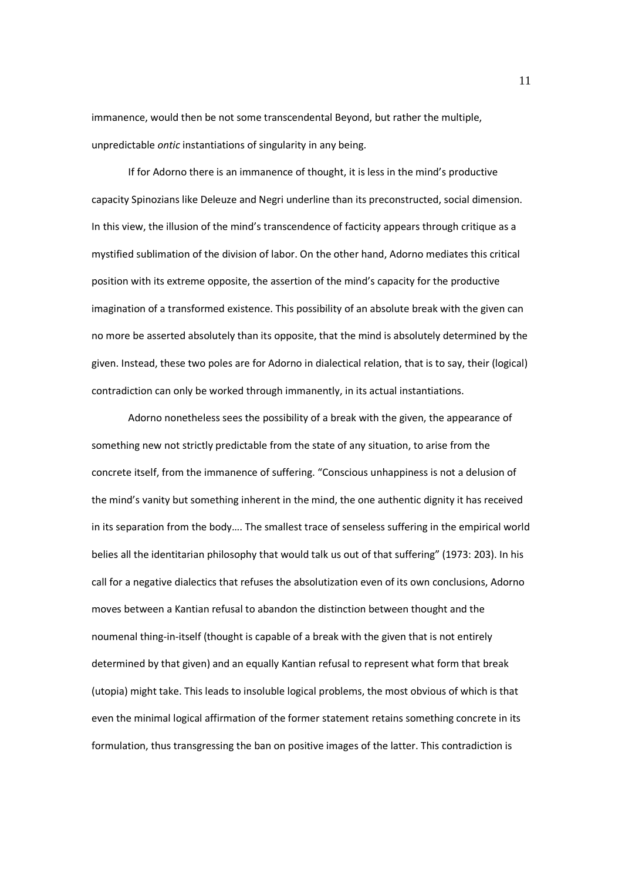immanence, would then be not some transcendental Beyond, but rather the multiple, unpredictable *ontic* instantiations of singularity in any being.

If for Adorno there is an immanence of thought, it is less in the mind's productive capacity Spinozians like Deleuze and Negri underline than its preconstructed, social dimension. In this view, the illusion of the mind's transcendence of facticity appears through critique as a mystified sublimation of the division of labor. On the other hand, Adorno mediates this critical position with its extreme opposite, the assertion of the mind's capacity for the productive imagination of a transformed existence. This possibility of an absolute break with the given can no more be asserted absolutely than its opposite, that the mind is absolutely determined by the given. Instead, these two poles are for Adorno in dialectical relation, that is to say, their (logical) contradiction can only be worked through immanently, in its actual instantiations.

Adorno nonetheless sees the possibility of a break with the given, the appearance of something new not strictly predictable from the state of any situation, to arise from the concrete itself, from the immanence of suffering. "Conscious unhappiness is not a delusion of the mind's vanity but something inherent in the mind, the one authentic dignity it has received in its separation from the body…. The smallest trace of senseless suffering in the empirical world belies all the identitarian philosophy that would talk us out of that suffering" (1973: 203). In his call for a negative dialectics that refuses the absolutization even of its own conclusions, Adorno moves between a Kantian refusal to abandon the distinction between thought and the noumenal thing-in-itself (thought is capable of a break with the given that is not entirely determined by that given) and an equally Kantian refusal to represent what form that break (utopia) might take. This leads to insoluble logical problems, the most obvious of which is that even the minimal logical affirmation of the former statement retains something concrete in its formulation, thus transgressing the ban on positive images of the latter. This contradiction is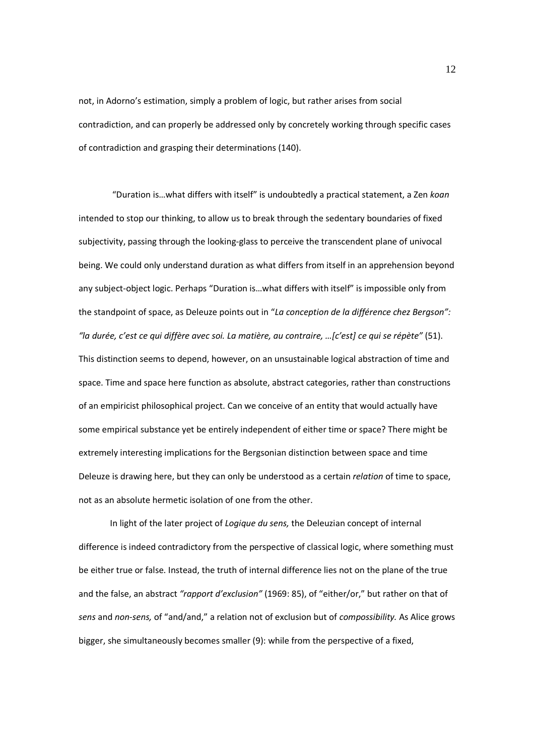not, in Adorno's estimation, simply a problem of logic, but rather arises from social contradiction, and can properly be addressed only by concretely working through specific cases of contradiction and grasping their determinations (140).

"Duration is…what differs with itself" is undoubtedly a practical statement, a Zen *koan* intended to stop our thinking, to allow us to break through the sedentary boundaries of fixed subjectivity, passing through the looking-glass to perceive the transcendent plane of univocal being. We could only understand duration as what differs from itself in an apprehension beyond any subject-object logic. Perhaps "Duration is…what differs with itself" is impossible only from the standpoint of space, as Deleuze points out in "*La conception de la différence chez Bergson": "la durée, c'est ce qui diffère avec soi. La matière, au contraire, …[c'est] ce qui se répète"* (51). This distinction seems to depend, however, on an unsustainable logical abstraction of time and space. Time and space here function as absolute, abstract categories, rather than constructions of an empiricist philosophical project. Can we conceive of an entity that would actually have some empirical substance yet be entirely independent of either time or space? There might be extremely interesting implications for the Bergsonian distinction between space and time Deleuze is drawing here, but they can only be understood as a certain *relation* of time to space, not as an absolute hermetic isolation of one from the other.

In light of the later project of *Logique du sens,* the Deleuzian concept of internal difference is indeed contradictory from the perspective of classical logic, where something must be either true or false. Instead, the truth of internal difference lies not on the plane of the true and the false, an abstract *"rapport d'exclusion"* (1969: 85), of "either/or," but rather on that of *sens* and *non-sens,* of "and/and," a relation not of exclusion but of *compossibility.* As Alice grows bigger, she simultaneously becomes smaller (9): while from the perspective of a fixed,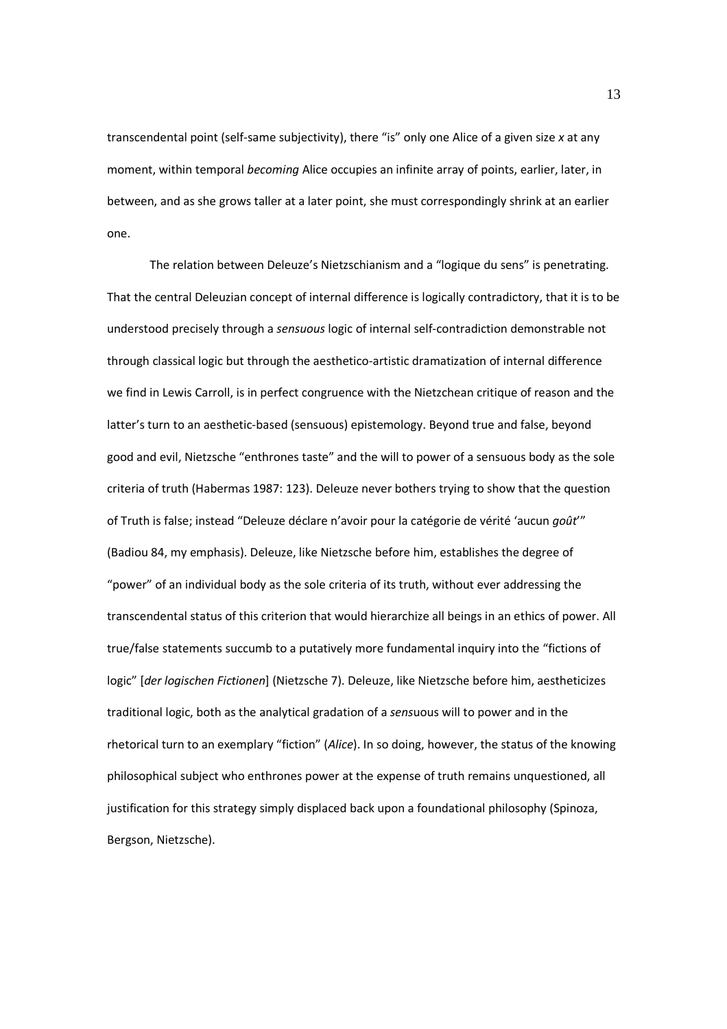transcendental point (self-same subjectivity), there "is" only one Alice of a given size *x* at any moment, within temporal *becoming* Alice occupies an infinite array of points, earlier, later, in between, and as she grows taller at a later point, she must correspondingly shrink at an earlier one.

The relation between Deleuze's Nietzschianism and a "logique du sens" is penetrating. That the central Deleuzian concept of internal difference is logically contradictory, that it is to be understood precisely through a *sensuous* logic of internal self-contradiction demonstrable not through classical logic but through the aesthetico-artistic dramatization of internal difference we find in Lewis Carroll, is in perfect congruence with the Nietzchean critique of reason and the latter's turn to an aesthetic-based (sensuous) epistemology. Beyond true and false, beyond good and evil, Nietzsche "enthrones taste" and the will to power of a sensuous body as the sole criteria of truth (Habermas 1987: 123). Deleuze never bothers trying to show that the question of Truth is false; instead "Deleuze déclare n'avoir pour la catégorie de vérité 'aucun *goût*'" (Badiou 84, my emphasis). Deleuze, like Nietzsche before him, establishes the degree of "power" of an individual body as the sole criteria of its truth, without ever addressing the transcendental status of this criterion that would hierarchize all beings in an ethics of power. All true/false statements succumb to a putatively more fundamental inquiry into the "fictions of logic" [*der logischen Fictionen*] (Nietzsche 7). Deleuze, like Nietzsche before him, aestheticizes traditional logic, both as the analytical gradation of a *sens*uous will to power and in the rhetorical turn to an exemplary "fiction" (*Alice*). In so doing, however, the status of the knowing philosophical subject who enthrones power at the expense of truth remains unquestioned, all justification for this strategy simply displaced back upon a foundational philosophy (Spinoza, Bergson, Nietzsche).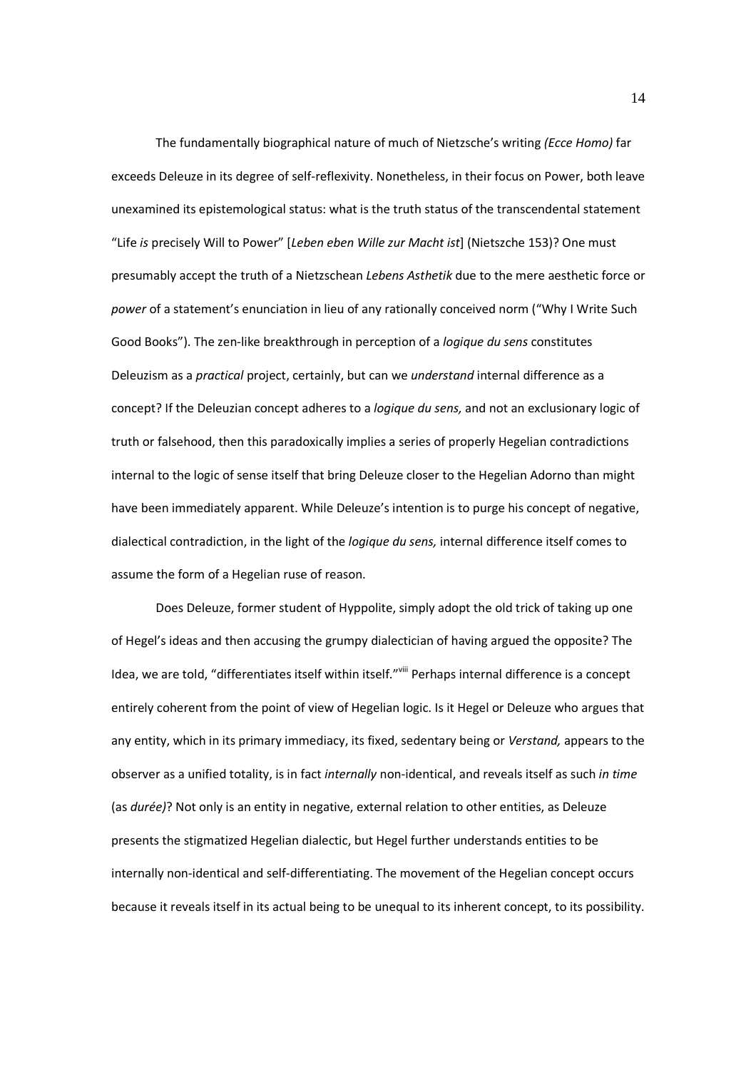The fundamentally biographical nature of much of Nietzsche's writing *(Ecce Homo)* far exceeds Deleuze in its degree of self-reflexivity. Nonetheless, in their focus on Power, both leave unexamined its epistemological status: what is the truth status of the transcendental statement "Life *is* precisely Will to Power" [*Leben eben Wille zur Macht ist*] (Nietszche 153)? One must presumably accept the truth of a Nietzschean *Lebens Asthetik* due to the mere aesthetic force or *power* of a statement's enunciation in lieu of any rationally conceived norm ("Why I Write Such Good Books"). The zen-like breakthrough in perception of a *logique du sens* constitutes Deleuzism as a *practical* project, certainly, but can we *understand* internal difference as a concept? If the Deleuzian concept adheres to a *logique du sens,* and not an exclusionary logic of truth or falsehood, then this paradoxically implies a series of properly Hegelian contradictions internal to the logic of sense itself that bring Deleuze closer to the Hegelian Adorno than might have been immediately apparent. While Deleuze's intention is to purge his concept of negative, dialectical contradiction, in the light of the *logique du sens,* internal difference itself comes to assume the form of a Hegelian ruse of reason.

Does Deleuze, former student of Hyppolite, simply adopt the old trick of taking up one of Hegel's ideas and then accusing the grumpy dialectician of having argued the opposite? The Idea, we are told, "differentiates itself within itself."[viii] Perhaps internal difference is a concept entirely coherent from the point of view of Hegelian logic. Is it Hegel or Deleuze who argues that any entity, which in its primary immediacy, its fixed, sedentary being or *Verstand,* appears to the observer as a unified totality, is in fact *internally* non-identical, and reveals itself as such *in time* (as *durée)*? Not only is an entity in negative, external relation to other entities, as Deleuze presents the stigmatized Hegelian dialectic, but Hegel further understands entities to be internally non-identical and self-differentiating. The movement of the Hegelian concept occurs because it reveals itself in its actual being to be unequal to its inherent concept, to its possibility.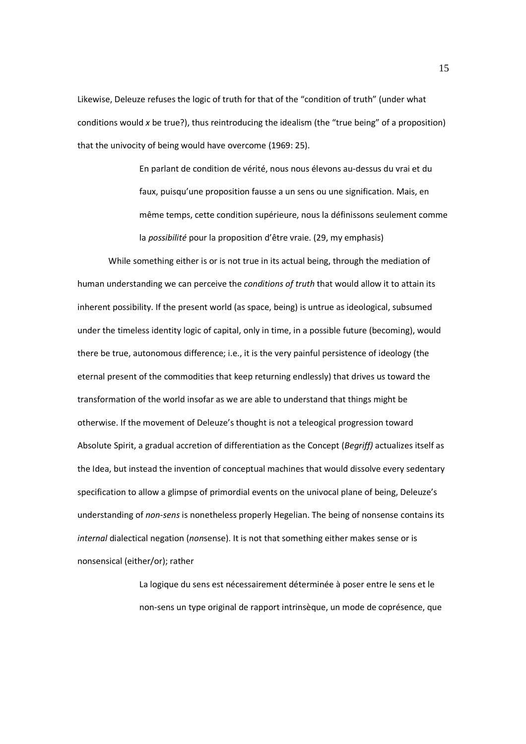Likewise, Deleuze refuses the logic of truth for that of the "condition of truth" (under what conditions would *x* be true?), thus reintroducing the idealism (the "true being" of a proposition) that the univocity of being would have overcome (1969: 25).

> En parlant de condition de vérité, nous nous élevons au-dessus du vrai et du faux, puisqu'une proposition fausse a un sens ou une signification. Mais, en même temps, cette condition supérieure, nous la définissons seulement comme la *possibilité* pour la proposition d'être vraie. (29, my emphasis)

While something either is or is not true in its actual being, through the mediation of human understanding we can perceive the *conditions of truth* that would allow it to attain its inherent possibility. If the present world (as space, being) is untrue as ideological, subsumed under the timeless identity logic of capital, only in time, in a possible future (becoming), would there be true, autonomous difference; i.e., it is the very painful persistence of ideology (the eternal present of the commodities that keep returning endlessly) that drives us toward the transformation of the world insofar as we are able to understand that things might be otherwise. If the movement of Deleuze's thought is not a teleogical progression toward Absolute Spirit, a gradual accretion of differentiation as the Concept (*Begriff)* actualizes itself as the Idea, but instead the invention of conceptual machines that would dissolve every sedentary specification to allow a glimpse of primordial events on the univocal plane of being, Deleuze's understanding of *non-sens* is nonetheless properly Hegelian. The being of nonsense contains its *internal* dialectical negation (*non*sense). It is not that something either makes sense or is nonsensical (either/or); rather

> La logique du sens est nécessairement déterminée à poser entre le sens et le non-sens un type original de rapport intrinsèque, un mode de coprésence, que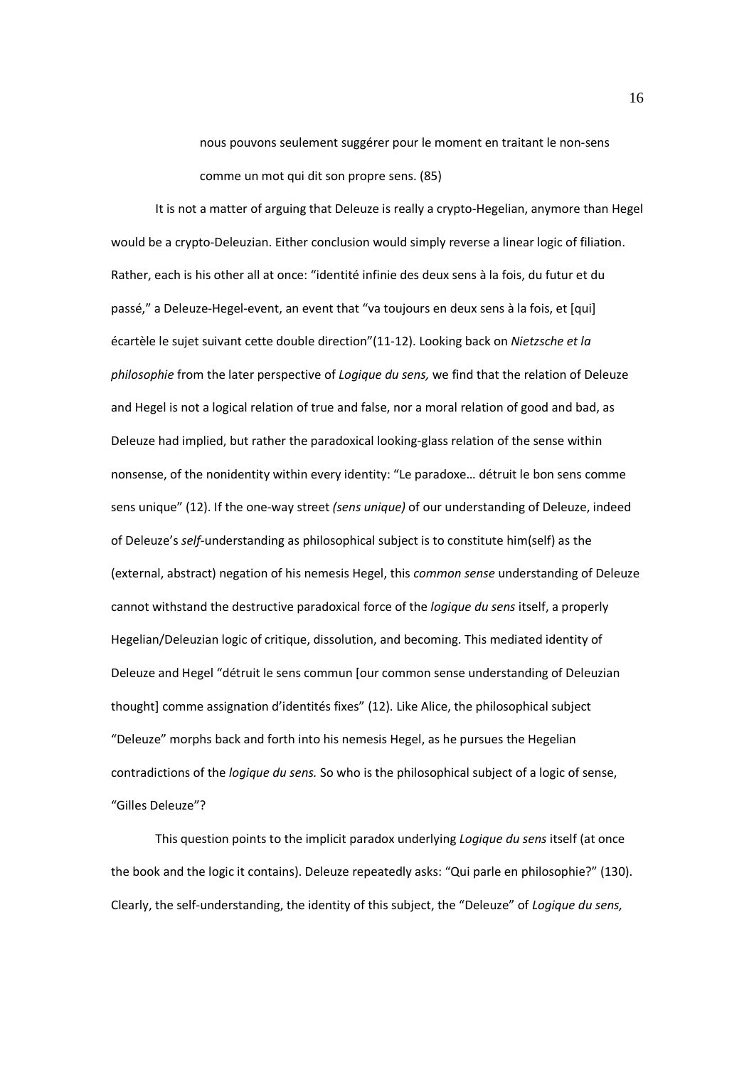> nous pouvons seulement suggérer pour le moment en traitant le non-sens comme un mot qui dit son propre sens. (85)

It is not a matter of arguing that Deleuze is really a crypto-Hegelian, anymore than Hegel would be a crypto-Deleuzian. Either conclusion would simply reverse a linear logic of filiation. Rather, each is his other all at once: "identité infinie des deux sens à la fois, du futur et du passé," a Deleuze-Hegel-event, an event that "va toujours en deux sens à la fois, et [qui] écartèle le sujet suivant cette double direction"(11-12). Looking back on *Nietzsche et la philosophie* from the later perspective of *Logique du sens,* we find that the relation of Deleuze and Hegel is not a logical relation of true and false, nor a moral relation of good and bad, as Deleuze had implied, but rather the paradoxical looking-glass relation of the sense within nonsense, of the nonidentity within every identity: "Le paradoxe… détruit le bon sens comme sens unique" (12). If the one-way street *(sens unique)* of our understanding of Deleuze, indeed of Deleuze's *self*-understanding as philosophical subject is to constitute him(self) as the (external, abstract) negation of his nemesis Hegel, this *common sense* understanding of Deleuze cannot withstand the destructive paradoxical force of the *logique du sens* itself, a properly Hegelian/Deleuzian logic of critique, dissolution, and becoming. This mediated identity of Deleuze and Hegel "détruit le sens commun [our common sense understanding of Deleuzian thought] comme assignation d'identités fixes" (12). Like Alice, the philosophical subject "Deleuze" morphs back and forth into his nemesis Hegel, as he pursues the Hegelian contradictions of the *logique du sens.* So who is the philosophical subject of a logic of sense, "Gilles Deleuze"?

This question points to the implicit paradox underlying *Logique du sens* itself (at once the book and the logic it contains). Deleuze repeatedly asks: "Qui parle en philosophie?" (130). Clearly, the self-understanding, the identity of this subject, the "Deleuze" of *Logique du sens,*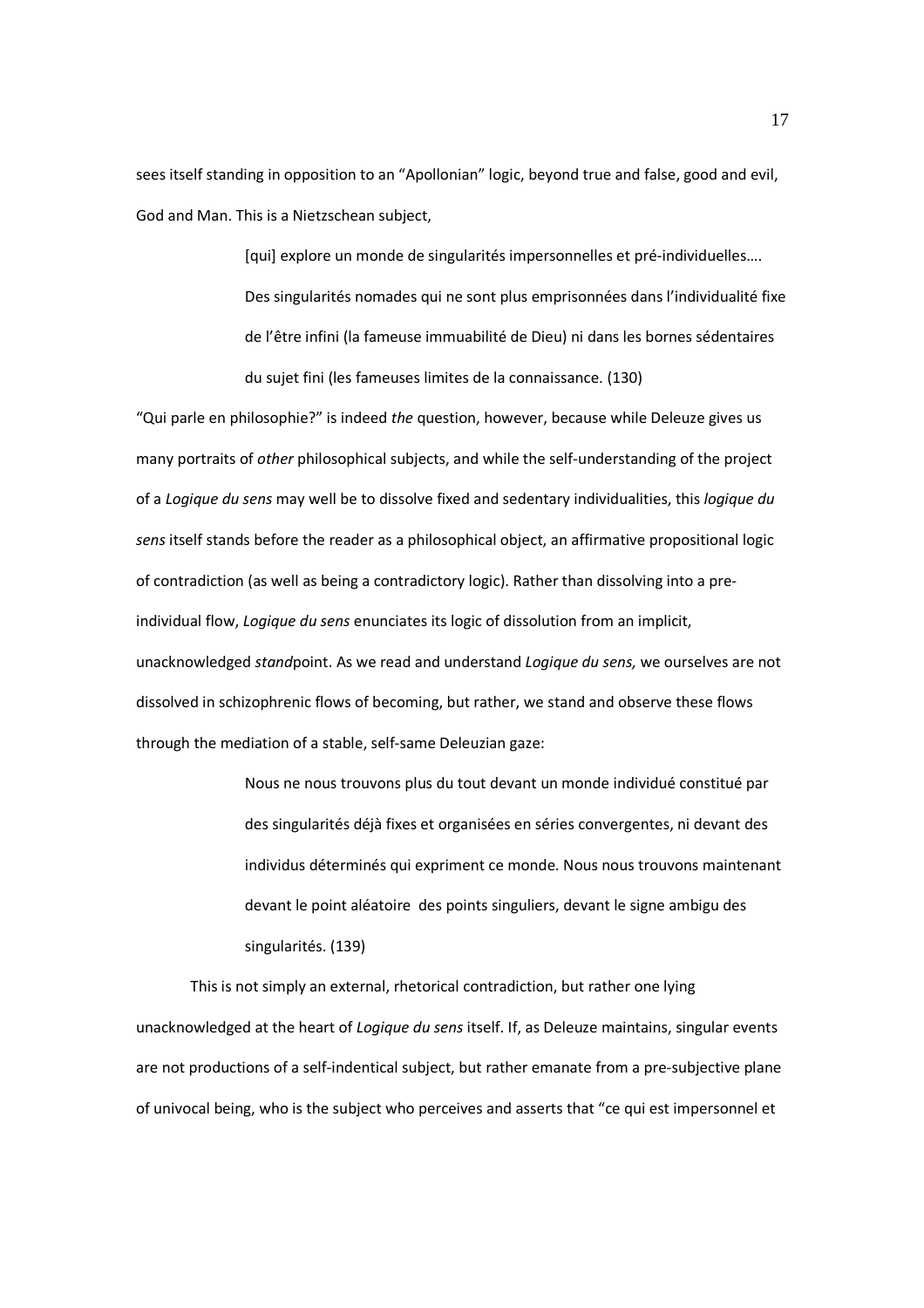sees itself standing in opposition to an "Apollonian" logic, beyond true and false, good and evil, God and Man. This is a Nietzschean subject,

> [qui] explore un monde de singularités impersonnelles et pré-individuelles…. Des singularités nomades qui ne sont plus emprisonnées dans l'individualité fixe de l'être infini (la fameuse immuabilité de Dieu) ni dans les bornes sédentaires du sujet fini (les fameuses limites de la connaissance. (130)

"Qui parle en philosophie?" is indeed *the* question, however, because while Deleuze gives us many portraits of *other* philosophical subjects, and while the self-understanding of the project of a *Logique du sens* may well be to dissolve fixed and sedentary individualities, this *logique du sens* itself stands before the reader as a philosophical object, an affirmative propositional logic of contradiction (as well as being a contradictory logic). Rather than dissolving into a pre-individual flow, *Logique du sens* enunciates its logic of dissolution from an implicit, unacknowledged *stand*point. As we read and understand *Logique du sens,* we ourselves are not dissolved in schizophrenic flows of becoming, but rather, we stand and observe these flows through the mediation of a stable, self-same Deleuzian gaze:

> Nous ne nous trouvons plus du tout devant un monde individué constitué par des singularités déjà fixes et organisées en séries convergentes, ni devant des individus déterminés qui expriment ce monde. Nous nous trouvons maintenant devant le point aléatoire des points singuliers, devant le signe ambigu des singularités. (139)

This is not simply an external, rhetorical contradiction, but rather one lying unacknowledged at the heart of *Logique du sens* itself. If, as Deleuze maintains, singular events are not productions of a self-indentical subject, but rather emanate from a pre-subjective plane of univocal being, who is the subject who perceives and asserts that "ce qui est impersonnel et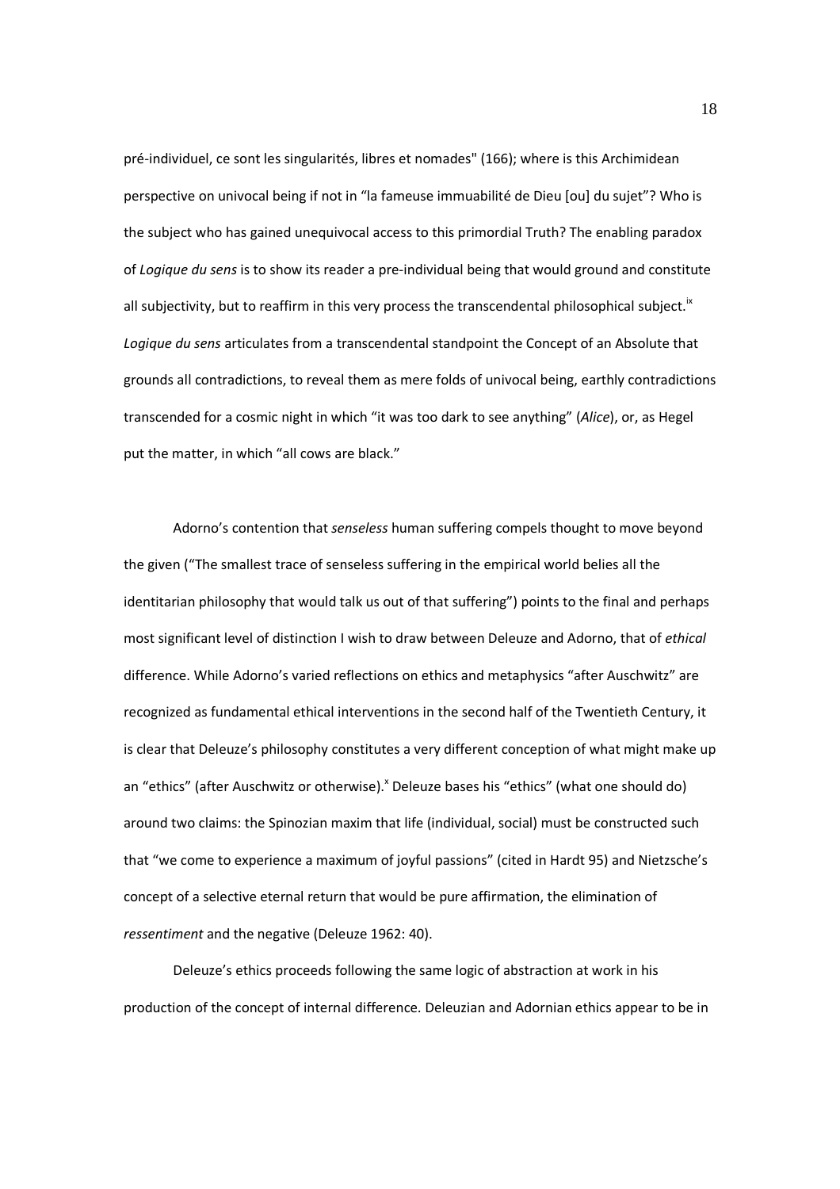pré-individuel, ce sont les singularités, libres et nomades" (166); where is this Archimidean perspective on univocal being if not in "la fameuse immuabilité de Dieu [ou] du sujet"? Who is the subject who has gained unequivocal access to this primordial Truth? The enabling paradox of *Logique du sens* is to show its reader a pre-individual being that would ground and constitute all subjectivity, but to reaffirm in this very process the transcendental philosophical subject.[ix] *Logique du sens* articulates from a transcendental standpoint the Concept of an Absolute that grounds all contradictions, to reveal them as mere folds of univocal being, earthly contradictions transcended for a cosmic night in which "it was too dark to see anything" (*Alice*), or, as Hegel put the matter, in which "all cows are black."

Adorno's contention that *senseless* human suffering compels thought to move beyond the given ("The smallest trace of senseless suffering in the empirical world belies all the identitarian philosophy that would talk us out of that suffering") points to the final and perhaps most significant level of distinction I wish to draw between Deleuze and Adorno, that of *ethical* difference. While Adorno's varied reflections on ethics and metaphysics "after Auschwitz" are recognized as fundamental ethical interventions in the second half of the Twentieth Century, it is clear that Deleuze's philosophy constitutes a very different conception of what might make up an "ethics" (after Auschwitz or otherwise).[x] Deleuze bases his "ethics" (what one should do) around two claims: the Spinozian maxim that life (individual, social) must be constructed such that "we come to experience a maximum of joyful passions" (cited in Hardt 95) and Nietzsche's concept of a selective eternal return that would be pure affirmation, the elimination of *ressentiment* and the negative (Deleuze 1962: 40).

Deleuze's ethics proceeds following the same logic of abstraction at work in his production of the concept of internal difference. Deleuzian and Adornian ethics appear to be in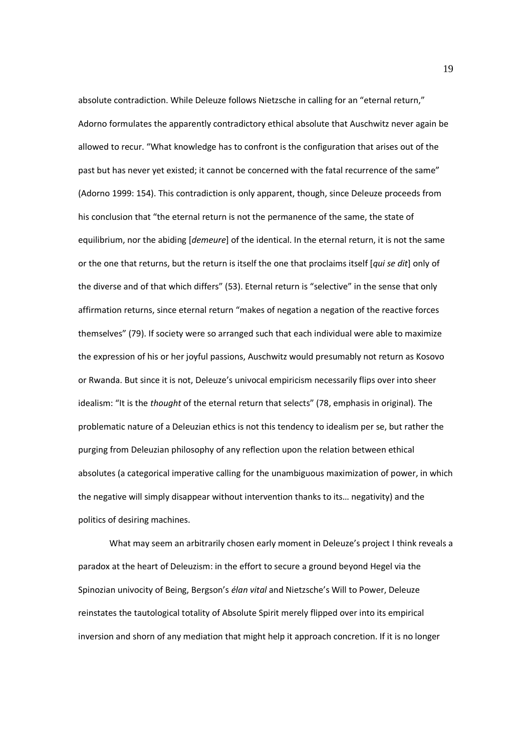absolute contradiction. While Deleuze follows Nietzsche in calling for an "eternal return," Adorno formulates the apparently contradictory ethical absolute that Auschwitz never again be allowed to recur. "What knowledge has to confront is the configuration that arises out of the past but has never yet existed; it cannot be concerned with the fatal recurrence of the same" (Adorno 1999: 154). This contradiction is only apparent, though, since Deleuze proceeds from his conclusion that "the eternal return is not the permanence of the same, the state of equilibrium, nor the abiding [*demeure*] of the identical. In the eternal return, it is not the same or the one that returns, but the return is itself the one that proclaims itself [*qui se dit*] only of the diverse and of that which differs" (53). Eternal return is "selective" in the sense that only affirmation returns, since eternal return "makes of negation a negation of the reactive forces themselves" (79). If society were so arranged such that each individual were able to maximize the expression of his or her joyful passions, Auschwitz would presumably not return as Kosovo or Rwanda. But since it is not, Deleuze's univocal empiricism necessarily flips over into sheer idealism: "It is the *thought* of the eternal return that selects" (78, emphasis in original). The problematic nature of a Deleuzian ethics is not this tendency to idealism per se, but rather the purging from Deleuzian philosophy of any reflection upon the relation between ethical absolutes (a categorical imperative calling for the unambiguous maximization of power, in which the negative will simply disappear without intervention thanks to its… negativity) and the politics of desiring machines.

What may seem an arbitrarily chosen early moment in Deleuze's project I think reveals a paradox at the heart of Deleuzism: in the effort to secure a ground beyond Hegel via the Spinozian univocity of Being, Bergson's *élan vital* and Nietzsche's Will to Power, Deleuze reinstates the tautological totality of Absolute Spirit merely flipped over into its empirical inversion and shorn of any mediation that might help it approach concretion. If it is no longer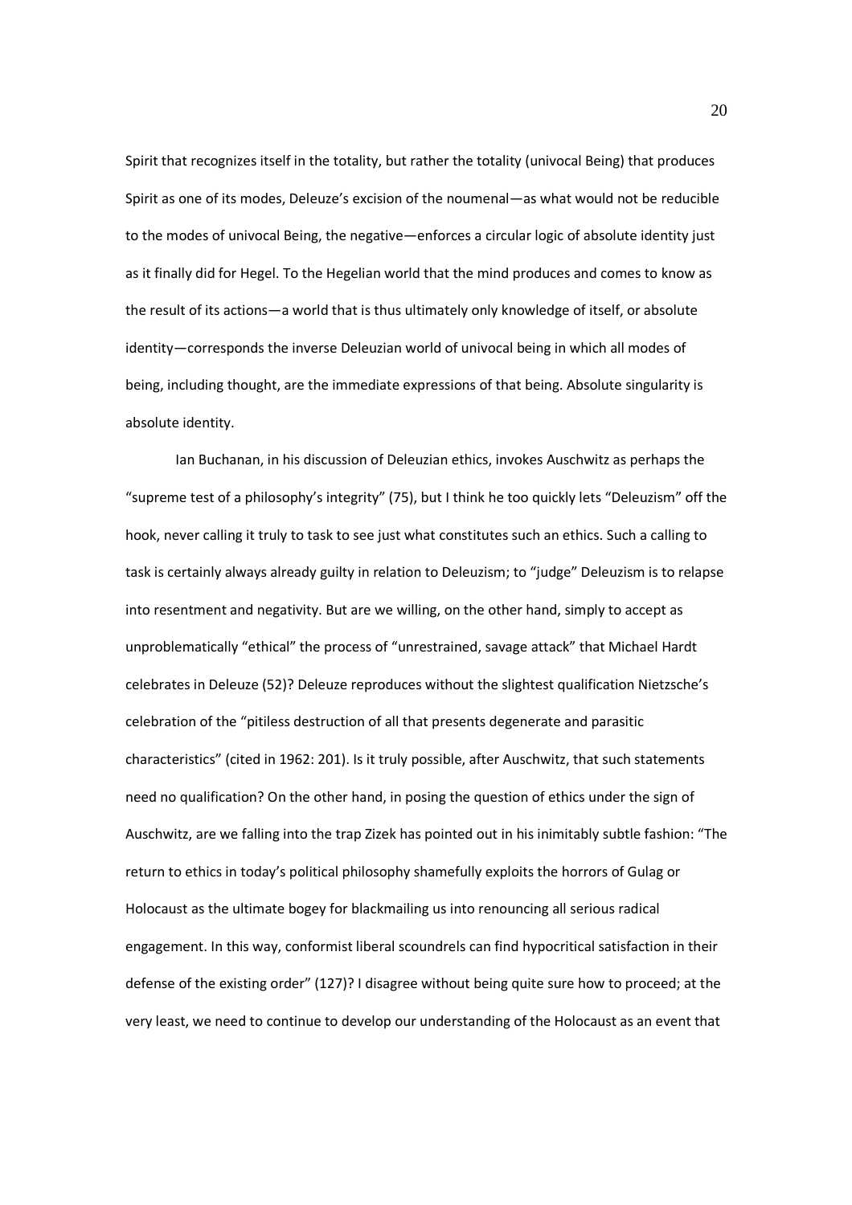Spirit that recognizes itself in the totality, but rather the totality (univocal Being) that produces Spirit as one of its modes, Deleuze's excision of the noumenal—as what would not be reducible to the modes of univocal Being, the negative—enforces a circular logic of absolute identity just as it finally did for Hegel. To the Hegelian world that the mind produces and comes to know as the result of its actions—a world that is thus ultimately only knowledge of itself, or absolute identity—corresponds the inverse Deleuzian world of univocal being in which all modes of being, including thought, are the immediate expressions of that being. Absolute singularity is absolute identity.

Ian Buchanan, in his discussion of Deleuzian ethics, invokes Auschwitz as perhaps the "supreme test of a philosophy's integrity" (75), but I think he too quickly lets "Deleuzism" off the hook, never calling it truly to task to see just what constitutes such an ethics. Such a calling to task is certainly always already guilty in relation to Deleuzism; to "judge" Deleuzism is to relapse into resentment and negativity. But are we willing, on the other hand, simply to accept as unproblematically "ethical" the process of "unrestrained, savage attack" that Michael Hardt celebrates in Deleuze (52)? Deleuze reproduces without the slightest qualification Nietzsche's celebration of the "pitiless destruction of all that presents degenerate and parasitic characteristics" (cited in 1962: 201). Is it truly possible, after Auschwitz, that such statements need no qualification? On the other hand, in posing the question of ethics under the sign of Auschwitz, are we falling into the trap Zizek has pointed out in his inimitably subtle fashion: "The return to ethics in today's political philosophy shamefully exploits the horrors of Gulag or Holocaust as the ultimate bogey for blackmailing us into renouncing all serious radical engagement. In this way, conformist liberal scoundrels can find hypocritical satisfaction in their defense of the existing order" (127)? I disagree without being quite sure how to proceed; at the very least, we need to continue to develop our understanding of the Holocaust as an event that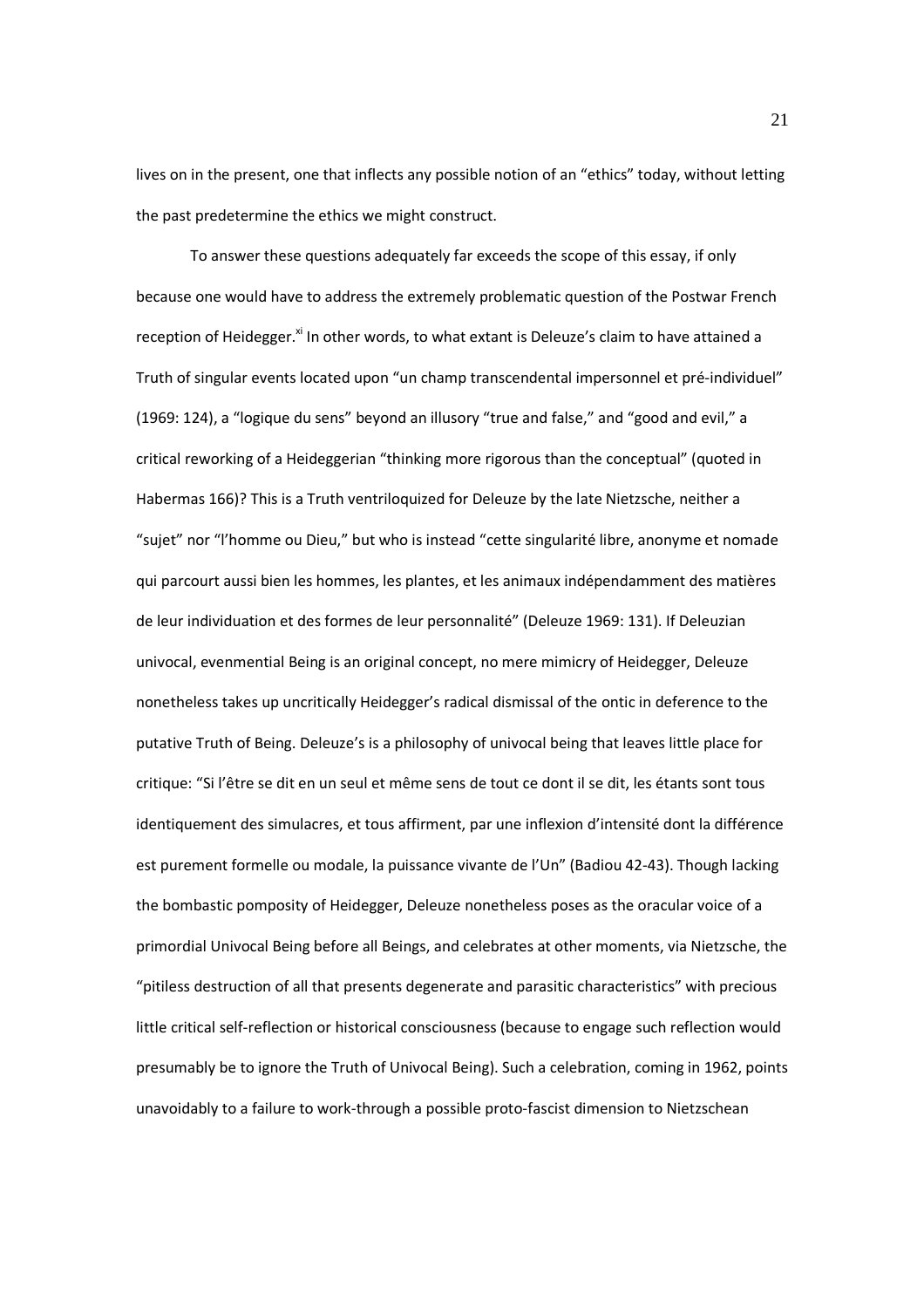lives on in the present, one that inflects any possible notion of an "ethics" today, without letting the past predetermine the ethics we might construct.

To answer these questions adequately far exceeds the scope of this essay, if only because one would have to address the extremely problematic question of the Postwar French reception of Heidegger.[xi] In other words, to what extant is Deleuze's claim to have attained a Truth of singular events located upon "un champ transcendental impersonnel et pré-individuel" (1969: 124), a "logique du sens" beyond an illusory "true and false," and "good and evil," a critical reworking of a Heideggerian "thinking more rigorous than the conceptual" (quoted in Habermas 166)? This is a Truth ventriloquized for Deleuze by the late Nietzsche, neither a "sujet" nor "l'homme ou Dieu," but who is instead "cette singularité libre, anonyme et nomade qui parcourt aussi bien les hommes, les plantes, et les animaux indépendamment des matières de leur individuation et des formes de leur personnalité" (Deleuze 1969: 131). If Deleuzian univocal, evenmential Being is an original concept, no mere mimicry of Heidegger, Deleuze nonetheless takes up uncritically Heidegger's radical dismissal of the ontic in deference to the putative Truth of Being. Deleuze's is a philosophy of univocal being that leaves little place for critique: "Si l'être se dit en un seul et même sens de tout ce dont il se dit, les étants sont tous identiquement des simulacres, et tous affirment, par une inflexion d'intensité dont la différence est purement formelle ou modale, la puissance vivante de l'Un" (Badiou 42-43). Though lacking the bombastic pomposity of Heidegger, Deleuze nonetheless poses as the oracular voice of a primordial Univocal Being before all Beings, and celebrates at other moments, via Nietzsche, the "pitiless destruction of all that presents degenerate and parasitic characteristics" with precious little critical self-reflection or historical consciousness (because to engage such reflection would presumably be to ignore the Truth of Univocal Being). Such a celebration, coming in 1962, points unavoidably to a failure to work-through a possible proto-fascist dimension to Nietzschean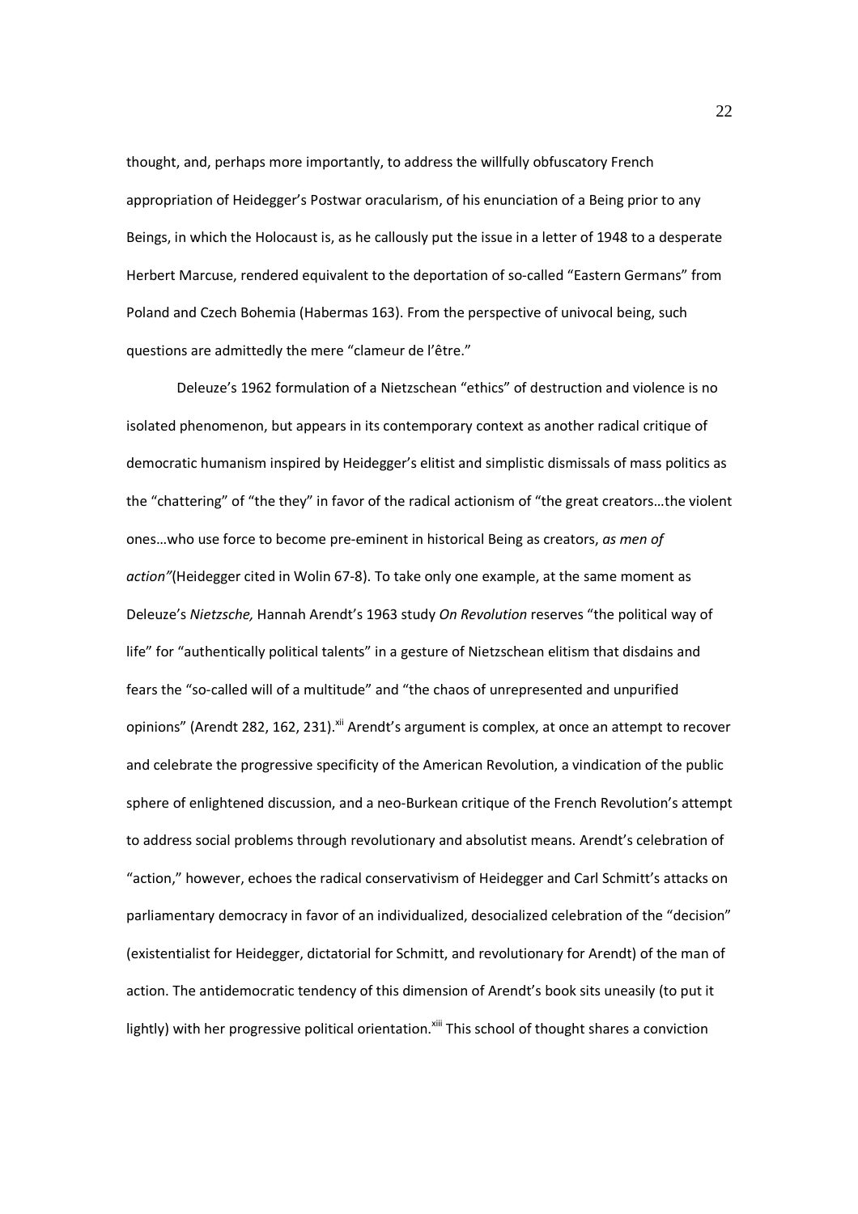thought, and, perhaps more importantly, to address the willfully obfuscatory French appropriation of Heidegger's Postwar oracularism, of his enunciation of a Being prior to any Beings, in which the Holocaust is, as he callously put the issue in a letter of 1948 to a desperate Herbert Marcuse, rendered equivalent to the deportation of so-called "Eastern Germans" from Poland and Czech Bohemia (Habermas 163). From the perspective of univocal being, such questions are admittedly the mere "clameur de l'être."

Deleuze's 1962 formulation of a Nietzschean "ethics" of destruction and violence is no isolated phenomenon, but appears in its contemporary context as another radical critique of democratic humanism inspired by Heidegger's elitist and simplistic dismissals of mass politics as the "chattering" of "the they" in favor of the radical actionism of "the great creators…the violent ones…who use force to become pre-eminent in historical Being as creators, *as men of action"*(Heidegger cited in Wolin 67-8). To take only one example, at the same moment as Deleuze's *Nietzsche,* Hannah Arendt's 1963 study *On Revolution* reserves "the political way of life" for "authentically political talents" in a gesture of Nietzschean elitism that disdains and fears the "so-called will of a multitude" and "the chaos of unrepresented and unpurified opinions" (Arendt 282, 162, 231).[xii] Arendt's argument is complex, at once an attempt to recover and celebrate the progressive specificity of the American Revolution, a vindication of the public sphere of enlightened discussion, and a neo-Burkean critique of the French Revolution's attempt to address social problems through revolutionary and absolutist means. Arendt's celebration of "action," however, echoes the radical conservativism of Heidegger and Carl Schmitt's attacks on parliamentary democracy in favor of an individualized, desocialized celebration of the "decision" (existentialist for Heidegger, dictatorial for Schmitt, and revolutionary for Arendt) of the man of action. The antidemocratic tendency of this dimension of Arendt's book sits uneasily (to put it lightly) with her progressive political orientation.[xiii] This school of thought shares a conviction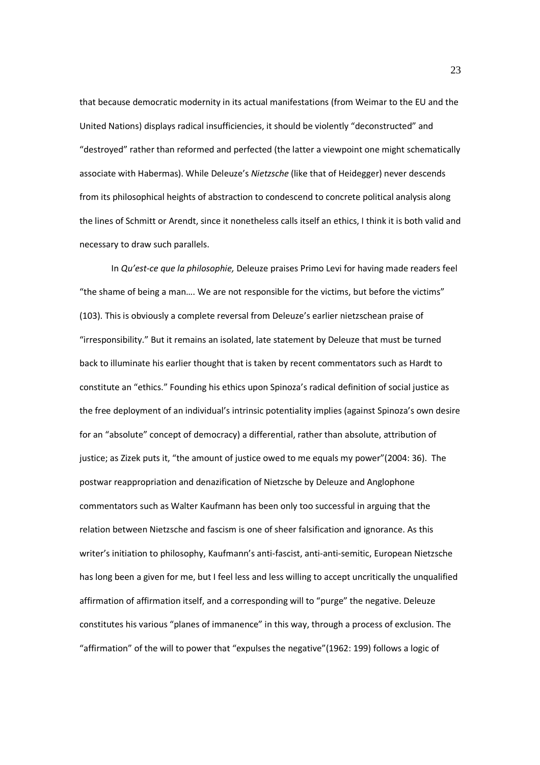that because democratic modernity in its actual manifestations (from Weimar to the EU and the United Nations) displays radical insufficiencies, it should be violently "deconstructed" and "destroyed" rather than reformed and perfected (the latter a viewpoint one might schematically associate with Habermas). While Deleuze's *Nietzsche* (like that of Heidegger) never descends from its philosophical heights of abstraction to condescend to concrete political analysis along the lines of Schmitt or Arendt, since it nonetheless calls itself an ethics, I think it is both valid and necessary to draw such parallels.

In *Qu'est-ce que la philosophie,* Deleuze praises Primo Levi for having made readers feel "the shame of being a man…. We are not responsible for the victims, but before the victims" (103). This is obviously a complete reversal from Deleuze's earlier nietzschean praise of "irresponsibility." But it remains an isolated, late statement by Deleuze that must be turned back to illuminate his earlier thought that is taken by recent commentators such as Hardt to constitute an "ethics." Founding his ethics upon Spinoza's radical definition of social justice as the free deployment of an individual's intrinsic potentiality implies (against Spinoza's own desire for an "absolute" concept of democracy) a differential, rather than absolute, attribution of justice; as Zizek puts it, "the amount of justice owed to me equals my power"(2004: 36). The postwar reappropriation and denazification of Nietzsche by Deleuze and Anglophone commentators such as Walter Kaufmann has been only too successful in arguing that the relation between Nietzsche and fascism is one of sheer falsification and ignorance. As this writer's initiation to philosophy, Kaufmann's anti-fascist, anti-anti-semitic, European Nietzsche has long been a given for me, but I feel less and less willing to accept uncritically the unqualified affirmation of affirmation itself, and a corresponding will to "purge" the negative. Deleuze constitutes his various "planes of immanence" in this way, through a process of exclusion. The "affirmation" of the will to power that "expulses the negative"(1962: 199) follows a logic of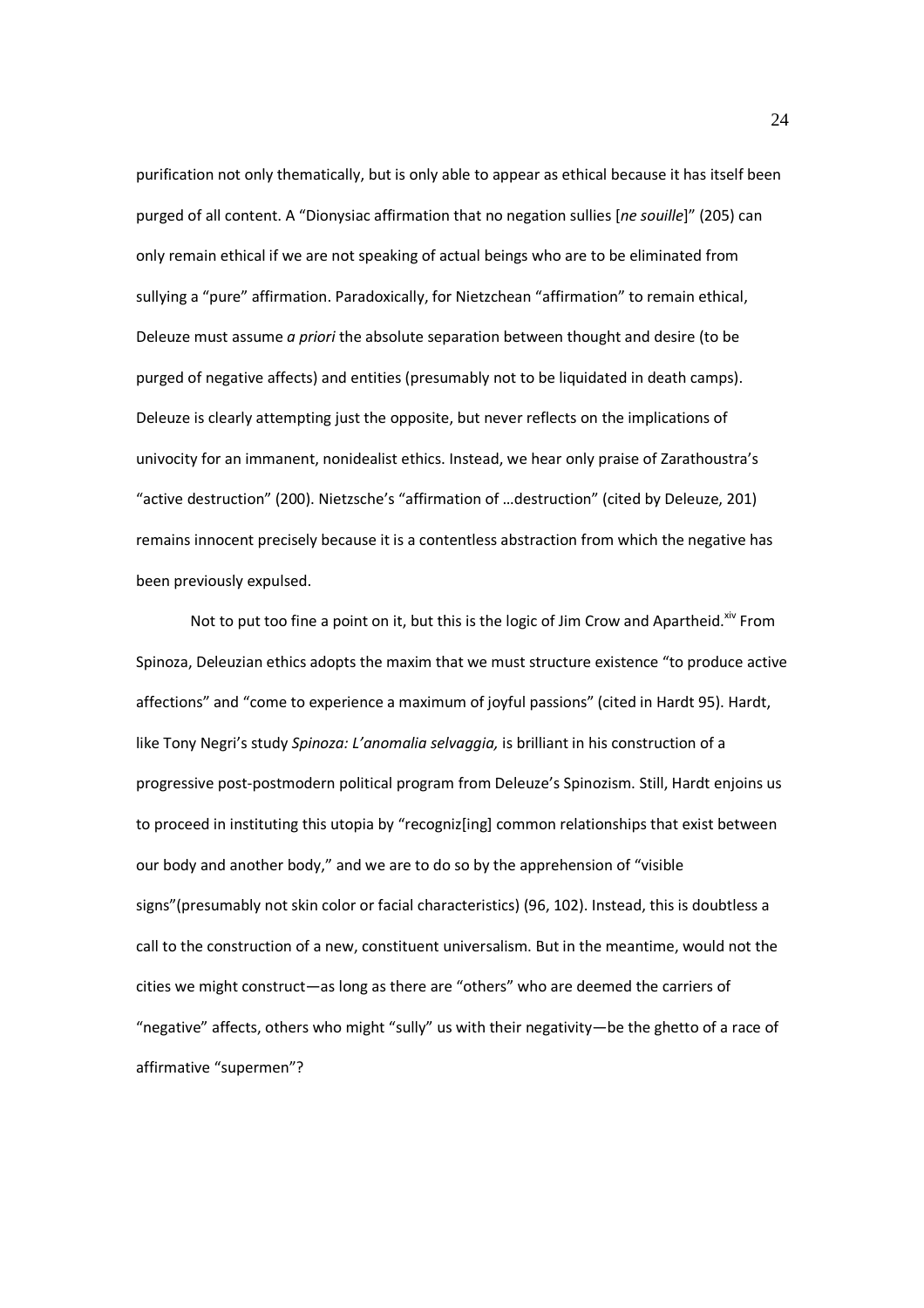purification not only thematically, but is only able to appear as ethical because it has itself been purged of all content. A "Dionysiac affirmation that no negation sullies [*ne souille*]" (205) can only remain ethical if we are not speaking of actual beings who are to be eliminated from sullying a "pure" affirmation. Paradoxically, for Nietzchean "affirmation" to remain ethical, Deleuze must assume *a priori* the absolute separation between thought and desire (to be purged of negative affects) and entities (presumably not to be liquidated in death camps). Deleuze is clearly attempting just the opposite, but never reflects on the implications of univocity for an immanent, nonidealist ethics. Instead, we hear only praise of Zarathoustra's "active destruction" (200). Nietzsche's "affirmation of …destruction" (cited by Deleuze, 201) remains innocent precisely because it is a contentless abstraction from which the negative has been previously expulsed.

Not to put too fine a point on it, but this is the logic of Jim Crow and Apartheid.[xiv] From Spinoza, Deleuzian ethics adopts the maxim that we must structure existence "to produce active affections" and "come to experience a maximum of joyful passions" (cited in Hardt 95). Hardt, like Tony Negri's study *Spinoza: L'anomalia selvaggia,* is brilliant in his construction of a progressive post-postmodern political program from Deleuze's Spinozism. Still, Hardt enjoins us to proceed in instituting this utopia by "recogniz[ing] common relationships that exist between our body and another body," and we are to do so by the apprehension of "visible signs"(presumably not skin color or facial characteristics) (96, 102). Instead, this is doubtless a call to the construction of a new, constituent universalism. But in the meantime, would not the cities we might construct—as long as there are "others" who are deemed the carriers of "negative" affects, others who might "sully" us with their negativity—be the ghetto of a race of affirmative "supermen"?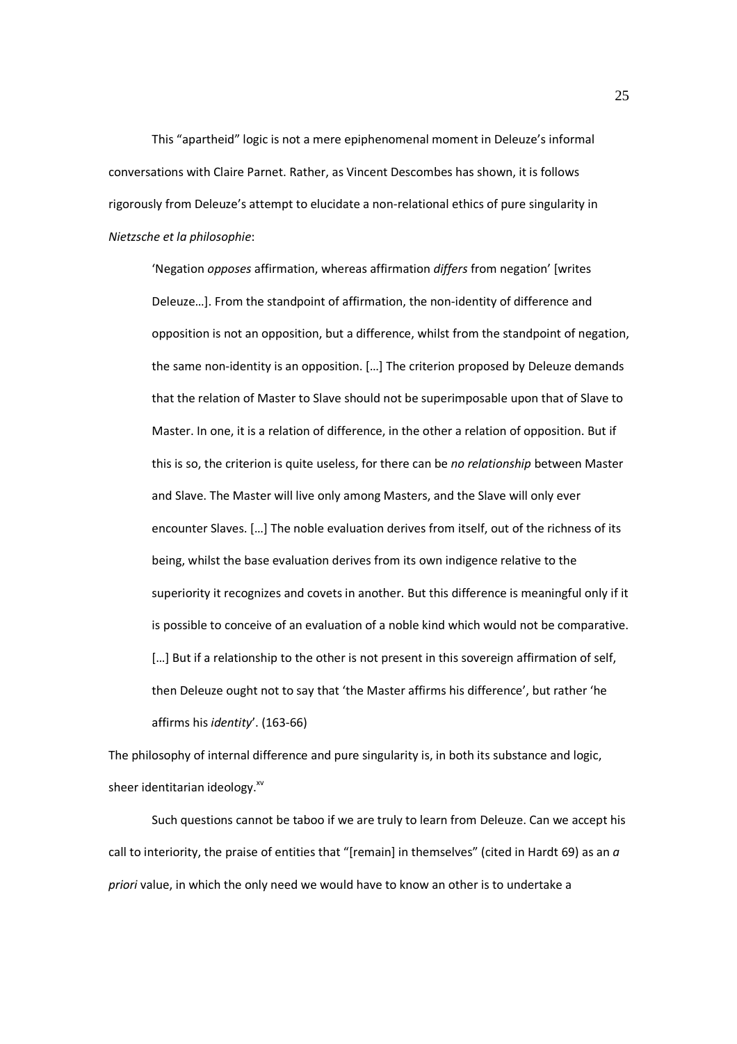This "apartheid" logic is not a mere epiphenomenal moment in Deleuze's informal conversations with Claire Parnet. Rather, as Vincent Descombes has shown, it is follows rigorously from Deleuze's attempt to elucidate a non-relational ethics of pure singularity in *Nietzsche et la philosophie*:

> 'Negation *opposes* affirmation, whereas affirmation *differs* from negation' [writes Deleuze…]. From the standpoint of affirmation, the non-identity of difference and opposition is not an opposition, but a difference, whilst from the standpoint of negation, the same non-identity is an opposition. […] The criterion proposed by Deleuze demands that the relation of Master to Slave should not be superimposable upon that of Slave to Master. In one, it is a relation of difference, in the other a relation of opposition. But if this is so, the criterion is quite useless, for there can be *no relationship* between Master and Slave. The Master will live only among Masters, and the Slave will only ever encounter Slaves. […] The noble evaluation derives from itself, out of the richness of its being, whilst the base evaluation derives from its own indigence relative to the superiority it recognizes and covets in another. But this difference is meaningful only if it is possible to conceive of an evaluation of a noble kind which would not be comparative. […] But if a relationship to the other is not present in this sovereign affirmation of self, then Deleuze ought not to say that 'the Master affirms his difference', but rather 'he affirms his *identity*'. (163-66)

The philosophy of internal difference and pure singularity is, in both its substance and logic, sheer identitarian ideology.[xv]

Such questions cannot be taboo if we are truly to learn from Deleuze. Can we accept his call to interiority, the praise of entities that "[remain] in themselves" (cited in Hardt 69) as an *a priori* value, in which the only need we would have to know an other is to undertake a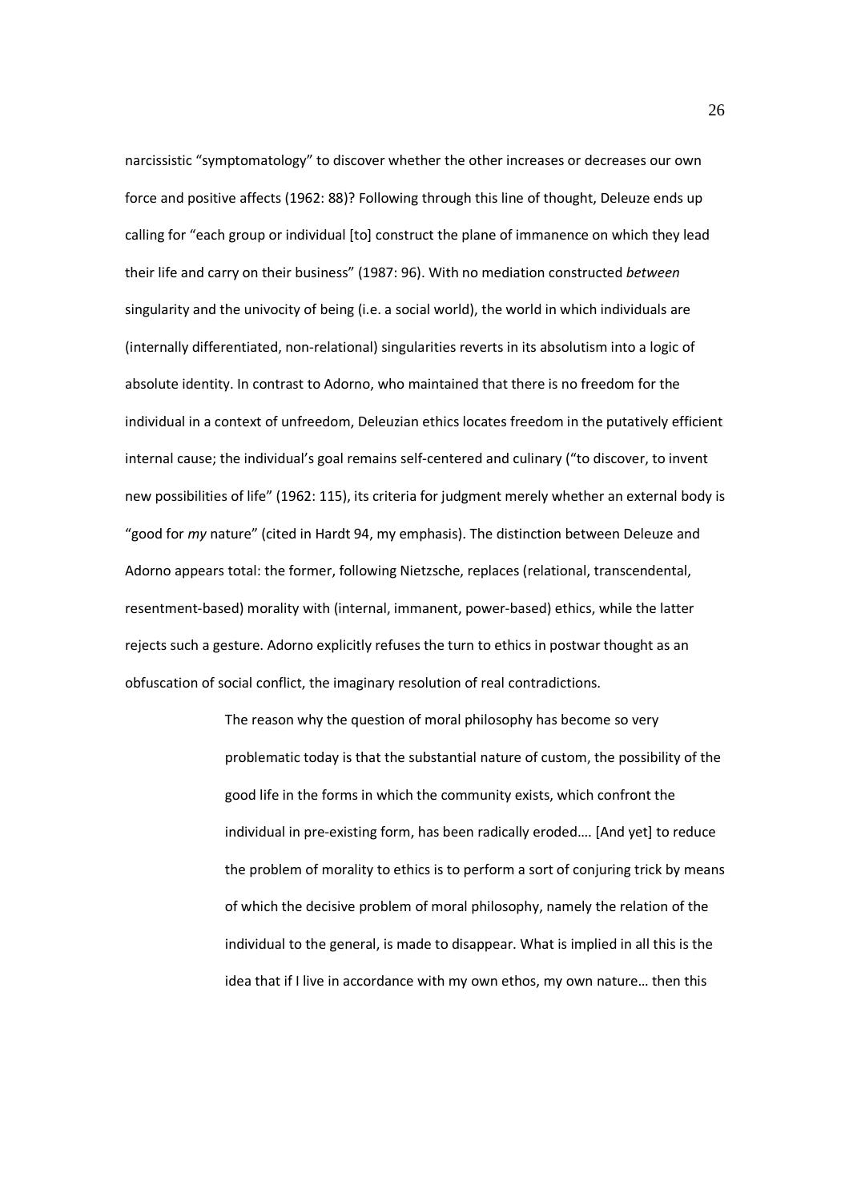narcissistic "symptomatology" to discover whether the other increases or decreases our own force and positive affects (1962: 88)? Following through this line of thought, Deleuze ends up calling for "each group or individual [to] construct the plane of immanence on which they lead their life and carry on their business" (1987: 96). With no mediation constructed *between* singularity and the univocity of being (i.e. a social world), the world in which individuals are (internally differentiated, non-relational) singularities reverts in its absolutism into a logic of absolute identity. In contrast to Adorno, who maintained that there is no freedom for the individual in a context of unfreedom, Deleuzian ethics locates freedom in the putatively efficient internal cause; the individual's goal remains self-centered and culinary ("to discover, to invent new possibilities of life" (1962: 115), its criteria for judgment merely whether an external body is "good for *my* nature" (cited in Hardt 94, my emphasis). The distinction between Deleuze and Adorno appears total: the former, following Nietzsche, replaces (relational, transcendental, resentment-based) morality with (internal, immanent, power-based) ethics, while the latter rejects such a gesture. Adorno explicitly refuses the turn to ethics in postwar thought as an obfuscation of social conflict, the imaginary resolution of real contradictions.

> The reason why the question of moral philosophy has become so very problematic today is that the substantial nature of custom, the possibility of the good life in the forms in which the community exists, which confront the individual in pre-existing form, has been radically eroded…. [And yet] to reduce the problem of morality to ethics is to perform a sort of conjuring trick by means of which the decisive problem of moral philosophy, namely the relation of the individual to the general, is made to disappear. What is implied in all this is the idea that if I live in accordance with my own ethos, my own nature… then this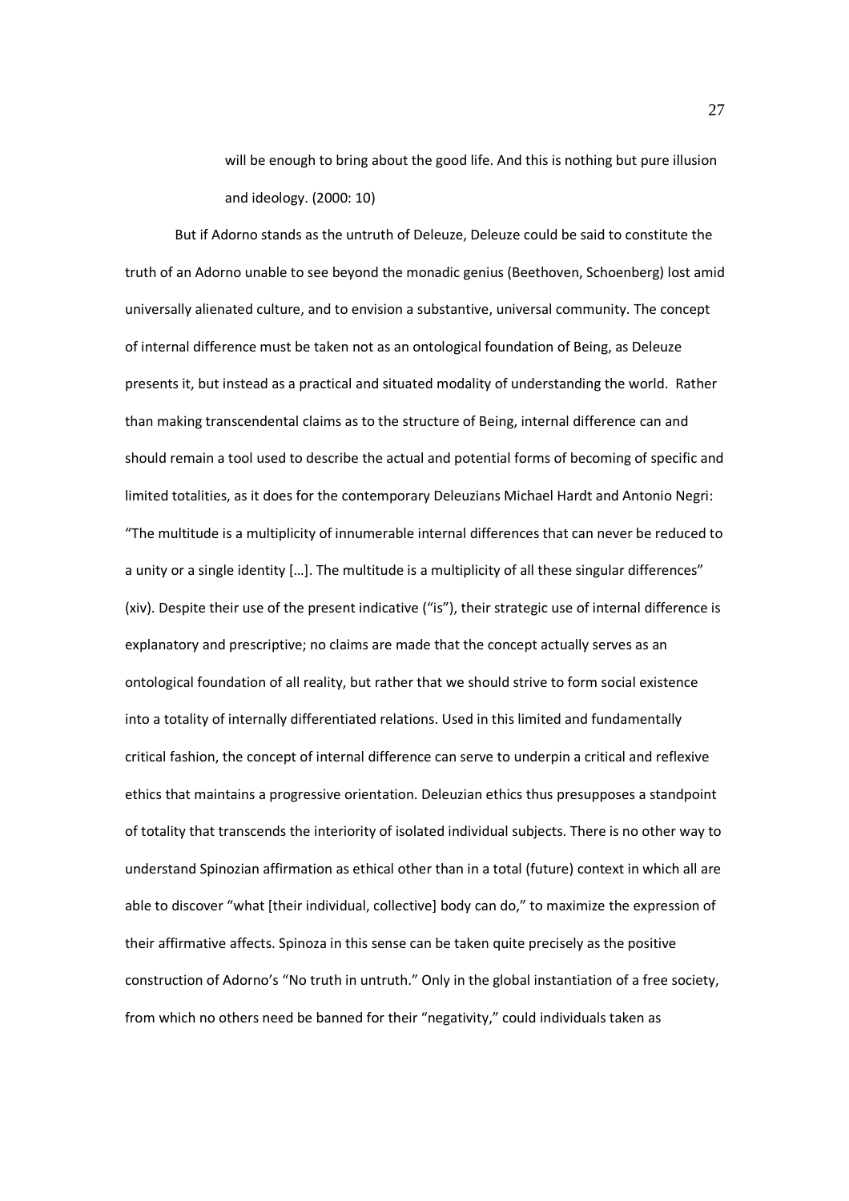> will be enough to bring about the good life. And this is nothing but pure illusion and ideology. (2000: 10)

But if Adorno stands as the untruth of Deleuze, Deleuze could be said to constitute the truth of an Adorno unable to see beyond the monadic genius (Beethoven, Schoenberg) lost amid universally alienated culture, and to envision a substantive, universal community. The concept of internal difference must be taken not as an ontological foundation of Being, as Deleuze presents it, but instead as a practical and situated modality of understanding the world. Rather than making transcendental claims as to the structure of Being, internal difference can and should remain a tool used to describe the actual and potential forms of becoming of specific and limited totalities, as it does for the contemporary Deleuzians Michael Hardt and Antonio Negri: "The multitude is a multiplicity of innumerable internal differences that can never be reduced to a unity or a single identity […]. The multitude is a multiplicity of all these singular differences" (xiv). Despite their use of the present indicative ("is"), their strategic use of internal difference is explanatory and prescriptive; no claims are made that the concept actually serves as an ontological foundation of all reality, but rather that we should strive to form social existence into a totality of internally differentiated relations. Used in this limited and fundamentally critical fashion, the concept of internal difference can serve to underpin a critical and reflexive ethics that maintains a progressive orientation. Deleuzian ethics thus presupposes a standpoint of totality that transcends the interiority of isolated individual subjects. There is no other way to understand Spinozian affirmation as ethical other than in a total (future) context in which all are able to discover "what [their individual, collective] body can do," to maximize the expression of their affirmative affects. Spinoza in this sense can be taken quite precisely as the positive construction of Adorno's "No truth in untruth." Only in the global instantiation of a free society, from which no others need be banned for their "negativity," could individuals taken as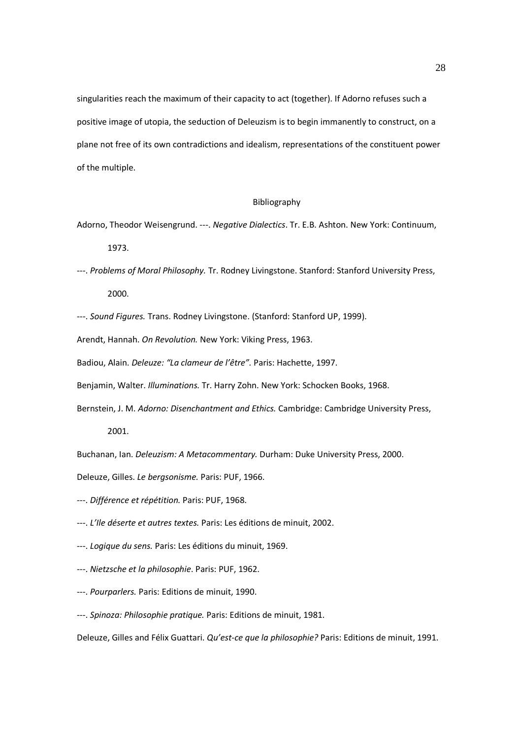singularities reach the maximum of their capacity to act (together). If Adorno refuses such a positive image of utopia, the seduction of Deleuzism is to begin immanently to construct, on a plane not free of its own contradictions and idealism, representations of the constituent power of the multiple.

## Bibliography

Adorno, Theodor Weisengrund. ---. *Negative Dialectics*. Tr. E.B. Ashton. New York: Continuum, 1973.

---. *Problems of Moral Philosophy.* Tr. Rodney Livingstone. Stanford: Stanford University Press, 2000.

---. *Sound Figures.* Trans. Rodney Livingstone. (Stanford: Stanford UP, 1999).

Arendt, Hannah. *On Revolution.* New York: Viking Press, 1963.

Badiou, Alain. *Deleuze: "La clameur de l'être".* Paris: Hachette, 1997.

Benjamin, Walter. *Illuminations.* Tr. Harry Zohn. New York: Schocken Books, 1968.

Bernstein, J. M. *Adorno: Disenchantment and Ethics.* Cambridge: Cambridge University Press, 2001.

Buchanan, Ian. *Deleuzism: A Metacommentary.* Durham: Duke University Press, 2000.

Deleuze, Gilles. *Le bergsonisme.* Paris: PUF, 1966.

---. *Différence et répétition.* Paris: PUF, 1968.

---. *L'Ile déserte et autres textes.* Paris: Les éditions de minuit, 2002.

---. *Logique du sens.* Paris: Les éditions du minuit, 1969.

---. *Nietzsche et la philosophie*. Paris: PUF, 1962.

---. *Pourparlers.* Paris: Editions de minuit, 1990.

---. *Spinoza: Philosophie pratique.* Paris: Editions de minuit, 1981.

Deleuze, Gilles and Félix Guattari. *Qu'est-ce que la philosophie?* Paris: Editions de minuit, 1991.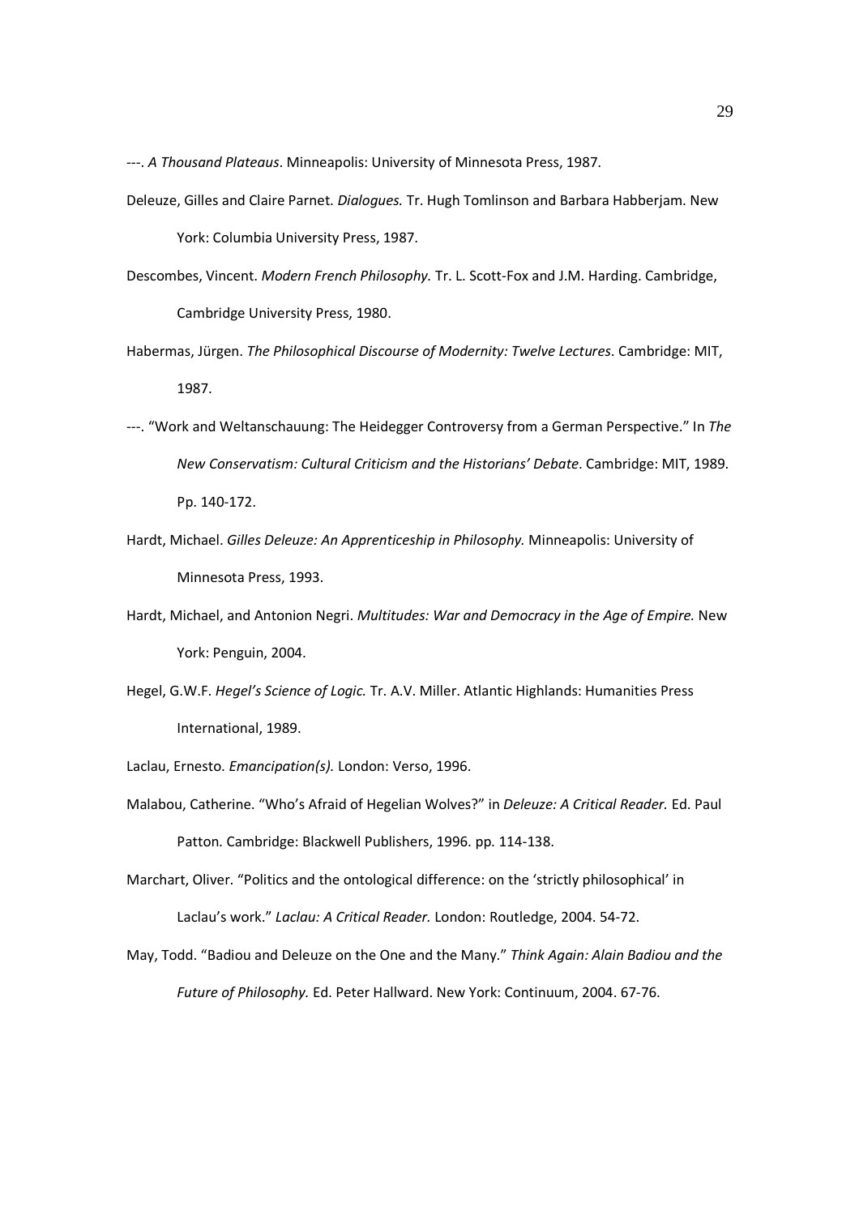---. *A Thousand Plateaus*. Minneapolis: University of Minnesota Press, 1987.

Deleuze, Gilles and Claire Parnet. *Dialogues.* Tr. Hugh Tomlinson and Barbara Habberjam. New York: Columbia University Press, 1987.

Descombes, Vincent. *Modern French Philosophy.* Tr. L. Scott-Fox and J.M. Harding. Cambridge, Cambridge University Press, 1980.

Habermas, Jürgen. *The Philosophical Discourse of Modernity: Twelve Lectures*. Cambridge: MIT, 1987.

---. "Work and Weltanschauung: The Heidegger Controversy from a German Perspective." In *The New Conservatism: Cultural Criticism and the Historians' Debate*. Cambridge: MIT, 1989. Pp. 140-172.

Hardt, Michael. *Gilles Deleuze: An Apprenticeship in Philosophy.* Minneapolis: University of Minnesota Press, 1993.

Hardt, Michael, and Antonion Negri. *Multitudes: War and Democracy in the Age of Empire.* New York: Penguin, 2004.

Hegel, G.W.F. *Hegel's Science of Logic.* Tr. A.V. Miller. Atlantic Highlands: Humanities Press International, 1989.

Laclau, Ernesto. *Emancipation(s).* London: Verso, 1996.

Malabou, Catherine. "Who's Afraid of Hegelian Wolves?" in *Deleuze: A Critical Reader.* Ed. Paul Patton. Cambridge: Blackwell Publishers, 1996. pp. 114-138.

Marchart, Oliver. "Politics and the ontological difference: on the 'strictly philosophical' in Laclau's work." *Laclau: A Critical Reader.* London: Routledge, 2004. 54-72.

May, Todd. "Badiou and Deleuze on the One and the Many." *Think Again: Alain Badiou and the Future of Philosophy.* Ed. Peter Hallward. New York: Continuum, 2004. 67-76.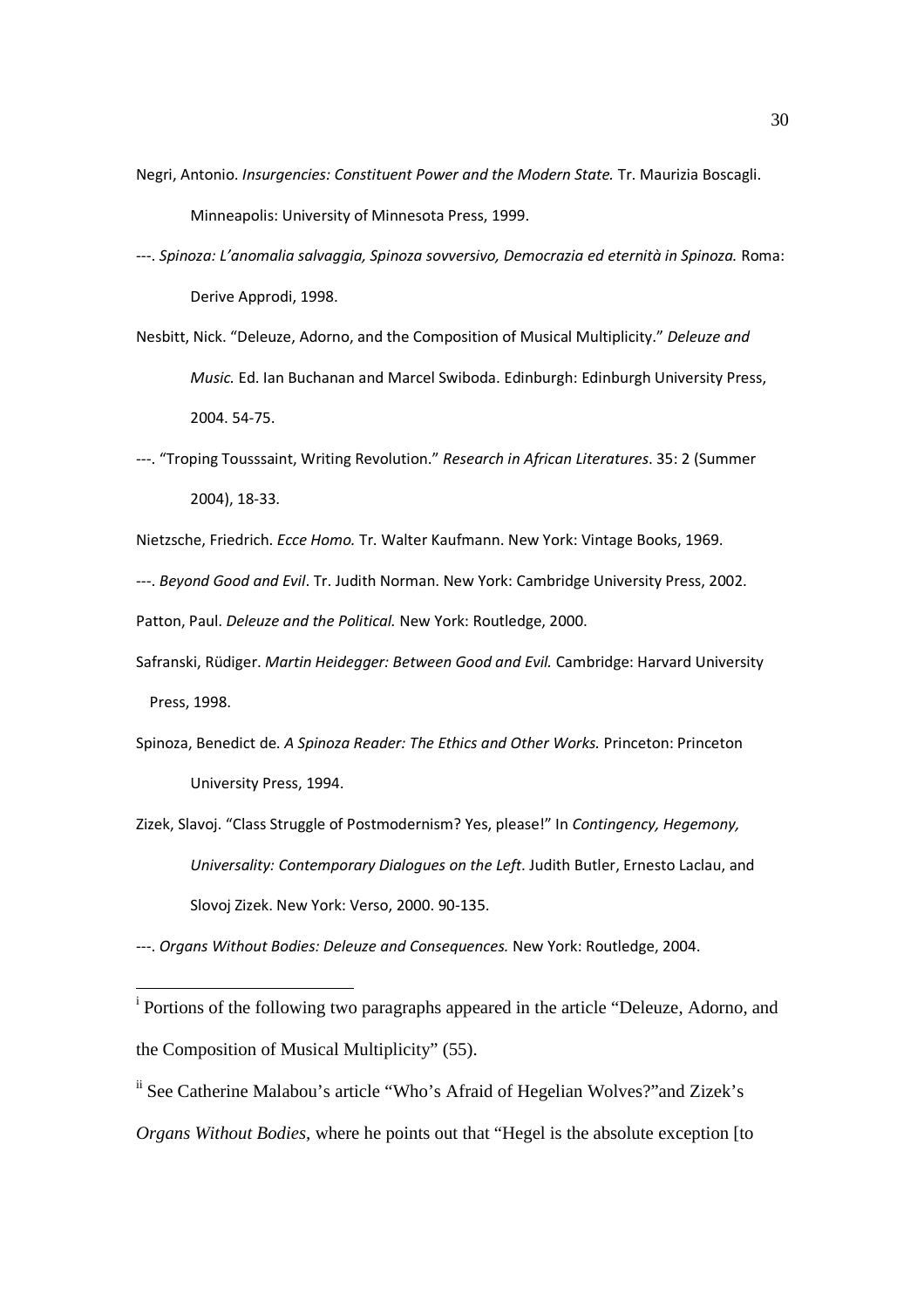Negri, Antonio. *Insurgencies: Constituent Power and the Modern State.* Tr. Maurizia Boscagli. Minneapolis: University of Minnesota Press, 1999.

---. *Spinoza: L'anomalia salvaggia, Spinoza sovversivo, Democrazia ed eternità in Spinoza.* Roma: Derive Approdi, 1998.

Nesbitt, Nick. "Deleuze, Adorno, and the Composition of Musical Multiplicity." *Deleuze and Music.* Ed. Ian Buchanan and Marcel Swiboda. Edinburgh: Edinburgh University Press, 2004. 54-75.

---. "Troping Tousssaint, Writing Revolution." *Research in African Literatures*. 35: 2 (Summer 2004), 18-33.

Nietzsche, Friedrich. *Ecce Homo.* Tr. Walter Kaufmann. New York: Vintage Books, 1969.

---. *Beyond Good and Evil*. Tr. Judith Norman. New York: Cambridge University Press, 2002.

Patton, Paul. *Deleuze and the Political.* New York: Routledge, 2000.

Safranski, Rüdiger. *Martin Heidegger: Between Good and Evil.* Cambridge: Harvard University Press, 1998.

Spinoza, Benedict de. *A Spinoza Reader: The Ethics and Other Works.* Princeton: Princeton University Press, 1994.

Zizek, Slavoj. "Class Struggle of Postmodernism? Yes, please!" In *Contingency, Hegemony, Universality: Contemporary Dialogues on the Left*. Judith Butler, Ernesto Laclau, and Slovoj Zizek. New York: Verso, 2000. 90-135.

---. *Organs Without Bodies: Deleuze and Consequences.* New York: Routledge, 2004.

---

[i] Portions of the following two paragraphs appeared in the article "Deleuze, Adorno, and the Composition of Musical Multiplicity" (55).

[ii] See Catherine Malabou's article "Who's Afraid of Hegelian Wolves?"and Zizek's *Organs Without Bodies*, where he points out that "Hegel is the absolute exception [to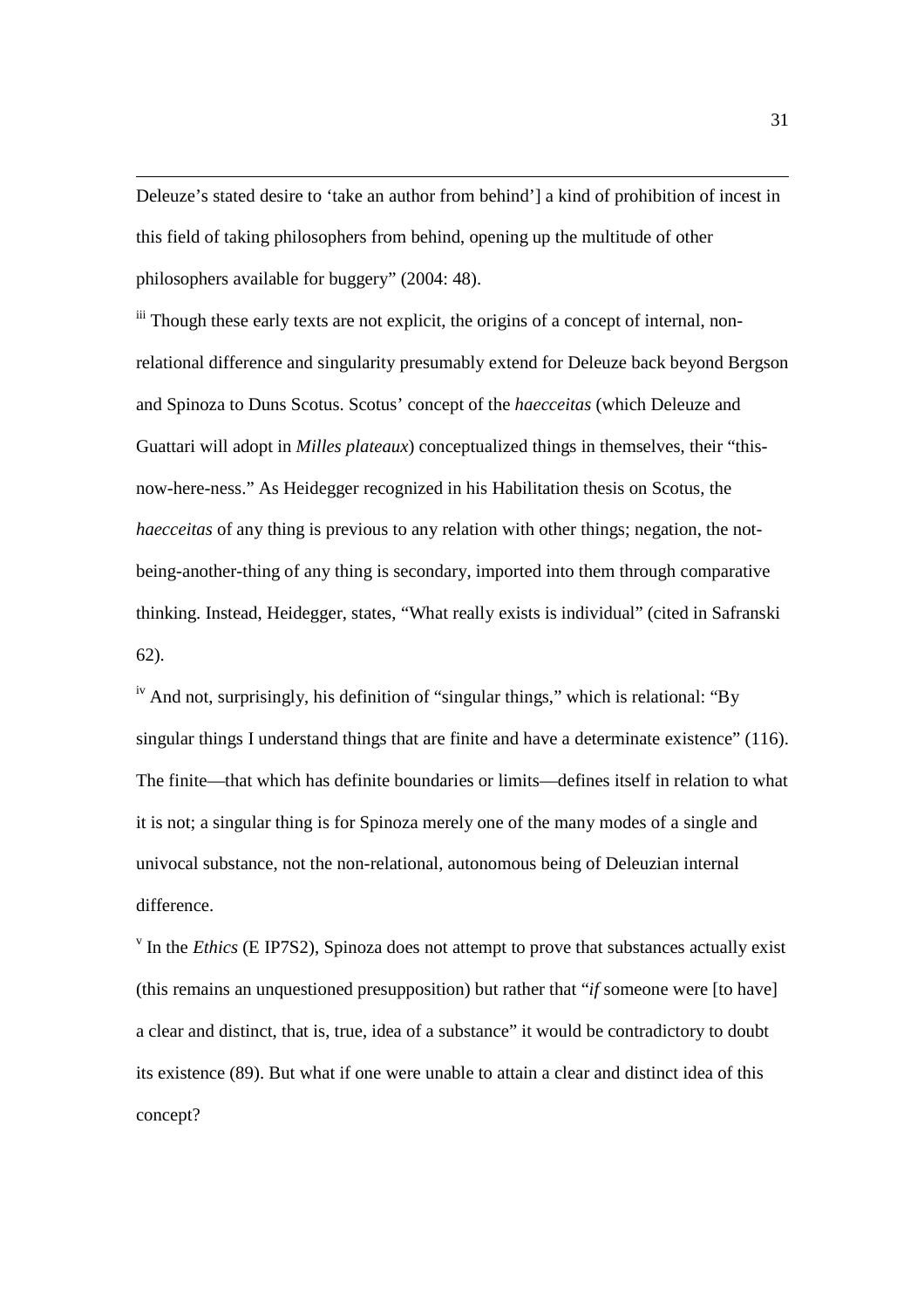Deleuze's stated desire to 'take an author from behind'] a kind of prohibition of incest in this field of taking philosophers from behind, opening up the multitude of other philosophers available for buggery" (2004: 48).

[iii] Though these early texts are not explicit, the origins of a concept of internal, non-relational difference and singularity presumably extend for Deleuze back beyond Bergson and Spinoza to Duns Scotus. Scotus' concept of the *haecceitas* (which Deleuze and Guattari will adopt in *Milles plateaux*) conceptualized things in themselves, their "this-now-here-ness." As Heidegger recognized in his Habilitation thesis on Scotus, the *haecceitas* of any thing is previous to any relation with other things; negation, the not-being-another-thing of any thing is secondary, imported into them through comparative thinking. Instead, Heidegger, states, "What really exists is individual" (cited in Safranski 62).

[iv] And not, surprisingly, his definition of "singular things," which is relational: "By singular things I understand things that are finite and have a determinate existence" (116). The finite—that which has definite boundaries or limits—defines itself in relation to what it is not; a singular thing is for Spinoza merely one of the many modes of a single and univocal substance, not the non-relational, autonomous being of Deleuzian internal difference.

[v] In the *Ethics* (E IP7S2), Spinoza does not attempt to prove that substances actually exist (this remains an unquestioned presupposition) but rather that "*if* someone were [to have] a clear and distinct, that is, true, idea of a substance" it would be contradictory to doubt its existence (89). But what if one were unable to attain a clear and distinct idea of this concept?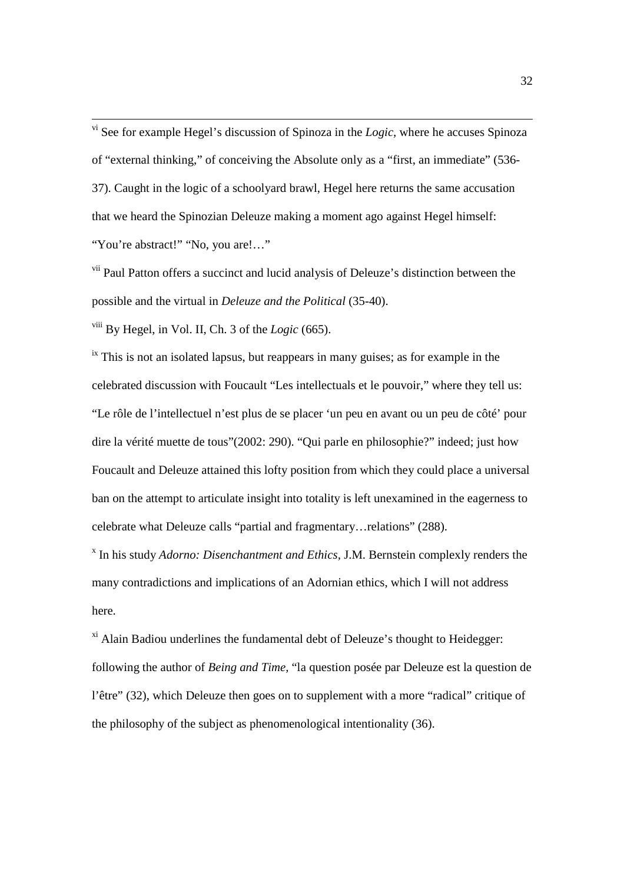[vi] See for example Hegel's discussion of Spinoza in the *Logic*, where he accuses Spinoza of "external thinking," of conceiving the Absolute only as a "first, an immediate" (536-37). Caught in the logic of a schoolyard brawl, Hegel here returns the same accusation that we heard the Spinozian Deleuze making a moment ago against Hegel himself: "You're abstract!" "No, you are!…"

[vii] Paul Patton offers a succinct and lucid analysis of Deleuze's distinction between the possible and the virtual in *Deleuze and the Political* (35-40).

[viii] By Hegel, in Vol. II, Ch. 3 of the *Logic* (665).

[ix] This is not an isolated lapsus, but reappears in many guises; as for example in the celebrated discussion with Foucault "Les intellectuals et le pouvoir," where they tell us: "Le rôle de l'intellectuel n'est plus de se placer 'un peu en avant ou un peu de côté' pour dire la vérité muette de tous"(2002: 290). "Qui parle en philosophie?" indeed; just how Foucault and Deleuze attained this lofty position from which they could place a universal ban on the attempt to articulate insight into totality is left unexamined in the eagerness to celebrate what Deleuze calls "partial and fragmentary…relations" (288).

[x] In his study *Adorno: Disenchantment and Ethics*, J.M. Bernstein complexly renders the many contradictions and implications of an Adornian ethics, which I will not address here.

[xi] Alain Badiou underlines the fundamental debt of Deleuze's thought to Heidegger: following the author of *Being and Time,* "la question posée par Deleuze est la question de l'être" (32), which Deleuze then goes on to supplement with a more "radical" critique of the philosophy of the subject as phenomenological intentionality (36).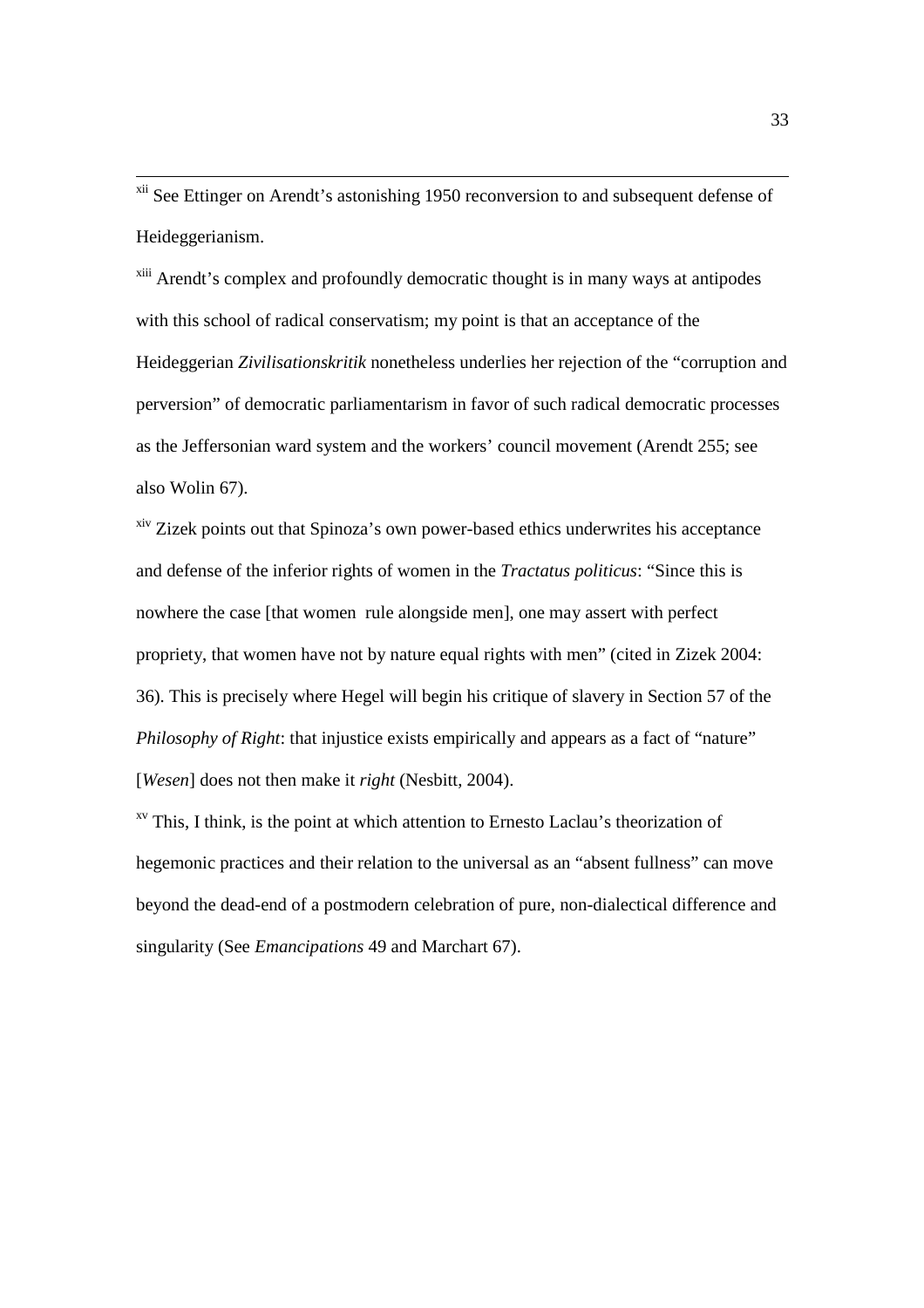[xii] See Ettinger on Arendt's astonishing 1950 reconversion to and subsequent defense of Heideggerianism.

[xiii] Arendt's complex and profoundly democratic thought is in many ways at antipodes with this school of radical conservatism; my point is that an acceptance of the Heideggerian *Zivilisationskritik* nonetheless underlies her rejection of the "corruption and perversion" of democratic parliamentarism in favor of such radical democratic processes as the Jeffersonian ward system and the workers' council movement (Arendt 255; see also Wolin 67).

[xiv] Zizek points out that Spinoza's own power-based ethics underwrites his acceptance and defense of the inferior rights of women in the *Tractatus politicus*: "Since this is nowhere the case [that women rule alongside men], one may assert with perfect propriety, that women have not by nature equal rights with men" (cited in Zizek 2004: 36). This is precisely where Hegel will begin his critique of slavery in Section 57 of the *Philosophy of Right*: that injustice exists empirically and appears as a fact of "nature" [*Wesen*] does not then make it *right* (Nesbitt, 2004).

[xv] This, I think, is the point at which attention to Ernesto Laclau's theorization of hegemonic practices and their relation to the universal as an "absent fullness" can move beyond the dead-end of a postmodern celebration of pure, non-dialectical difference and singularity (See *Emancipations* 49 and Marchart 67).